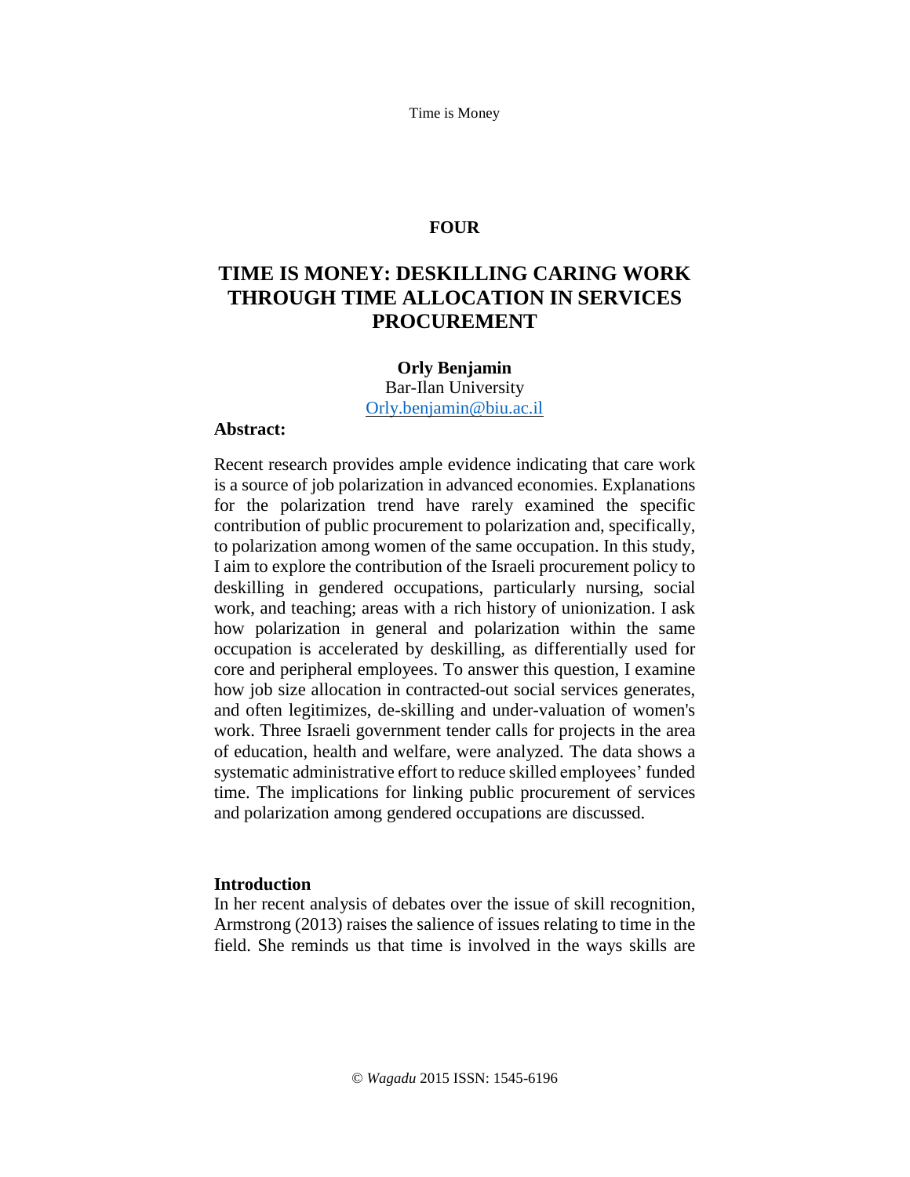## FOUR

# TIME IS MONEY: DESKILLING CARING WORK THROUGH TIME ALLOCATION IN SERVICES PROCUREMENT

**Orly Benjamin**
Bar-Ilan University
Orly.benjamin@biu.ac.il

**Abstract:**

Recent research provides ample evidence indicating that care work is a source of job polarization in advanced economies. Explanations for the polarization trend have rarely examined the specific contribution of public procurement to polarization and, specifically, to polarization among women of the same occupation. In this study, I aim to explore the contribution of the Israeli procurement policy to deskilling in gendered occupations, particularly nursing, social work, and teaching; areas with a rich history of unionization. I ask how polarization in general and polarization within the same occupation is accelerated by deskilling, as differentially used for core and peripheral employees. To answer this question, I examine how job size allocation in contracted-out social services generates, and often legitimizes, de-skilling and under-valuation of women's work. Three Israeli government tender calls for projects in the area of education, health and welfare, were analyzed. The data shows a systematic administrative effort to reduce skilled employees' funded time. The implications for linking public procurement of services and polarization among gendered occupations are discussed.

## Introduction

In her recent analysis of debates over the issue of skill recognition, Armstrong (2013) raises the salience of issues relating to time in the field. She reminds us that time is involved in the ways skills are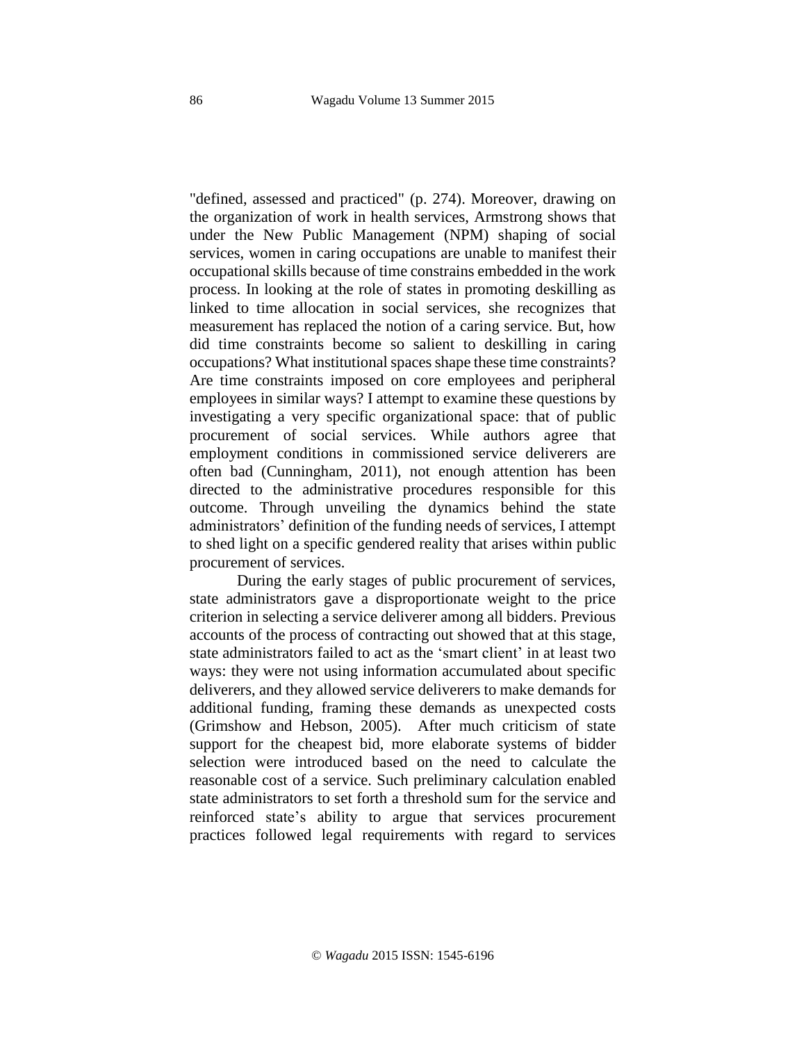"defined, assessed and practiced" (p. 274). Moreover, drawing on the organization of work in health services, Armstrong shows that under the New Public Management (NPM) shaping of social services, women in caring occupations are unable to manifest their occupational skills because of time constrains embedded in the work process. In looking at the role of states in promoting deskilling as linked to time allocation in social services, she recognizes that measurement has replaced the notion of a caring service. But, how did time constraints become so salient to deskilling in caring occupations? What institutional spaces shape these time constraints? Are time constraints imposed on core employees and peripheral employees in similar ways? I attempt to examine these questions by investigating a very specific organizational space: that of public procurement of social services. While authors agree that employment conditions in commissioned service deliverers are often bad (Cunningham, 2011), not enough attention has been directed to the administrative procedures responsible for this outcome. Through unveiling the dynamics behind the state administrators' definition of the funding needs of services, I attempt to shed light on a specific gendered reality that arises within public procurement of services.

During the early stages of public procurement of services, state administrators gave a disproportionate weight to the price criterion in selecting a service deliverer among all bidders. Previous accounts of the process of contracting out showed that at this stage, state administrators failed to act as the 'smart client' in at least two ways: they were not using information accumulated about specific deliverers, and they allowed service deliverers to make demands for additional funding, framing these demands as unexpected costs (Grimshow and Hebson, 2005). After much criticism of state support for the cheapest bid, more elaborate systems of bidder selection were introduced based on the need to calculate the reasonable cost of a service. Such preliminary calculation enabled state administrators to set forth a threshold sum for the service and reinforced state's ability to argue that services procurement practices followed legal requirements with regard to services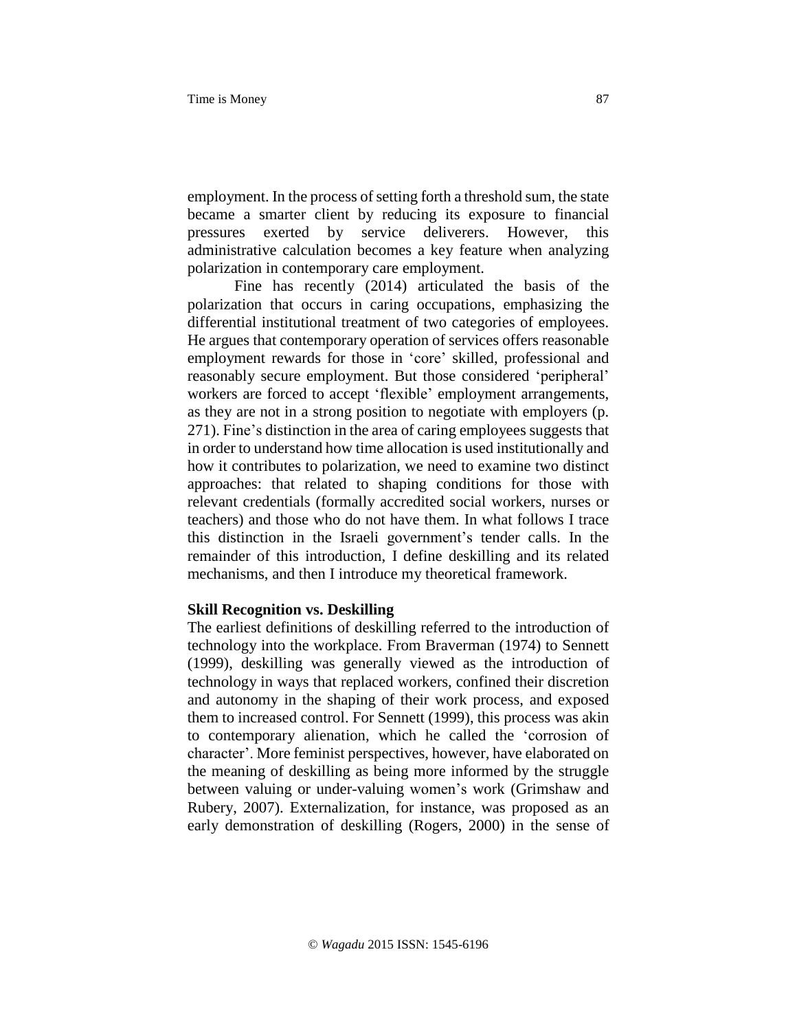employment. In the process of setting forth a threshold sum, the state became a smarter client by reducing its exposure to financial pressures exerted by service deliverers. However, this administrative calculation becomes a key feature when analyzing polarization in contemporary care employment.

Fine has recently (2014) articulated the basis of the polarization that occurs in caring occupations, emphasizing the differential institutional treatment of two categories of employees. He argues that contemporary operation of services offers reasonable employment rewards for those in 'core' skilled, professional and reasonably secure employment. But those considered 'peripheral' workers are forced to accept 'flexible' employment arrangements, as they are not in a strong position to negotiate with employers (p. 271). Fine's distinction in the area of caring employees suggests that in order to understand how time allocation is used institutionally and how it contributes to polarization, we need to examine two distinct approaches: that related to shaping conditions for those with relevant credentials (formally accredited social workers, nurses or teachers) and those who do not have them. In what follows I trace this distinction in the Israeli government's tender calls. In the remainder of this introduction, I define deskilling and its related mechanisms, and then I introduce my theoretical framework.

**Skill Recognition vs. Deskilling**

The earliest definitions of deskilling referred to the introduction of technology into the workplace. From Braverman (1974) to Sennett (1999), deskilling was generally viewed as the introduction of technology in ways that replaced workers, confined their discretion and autonomy in the shaping of their work process, and exposed them to increased control. For Sennett (1999), this process was akin to contemporary alienation, which he called the 'corrosion of character'. More feminist perspectives, however, have elaborated on the meaning of deskilling as being more informed by the struggle between valuing or under-valuing women's work (Grimshaw and Rubery, 2007). Externalization, for instance, was proposed as an early demonstration of deskilling (Rogers, 2000) in the sense of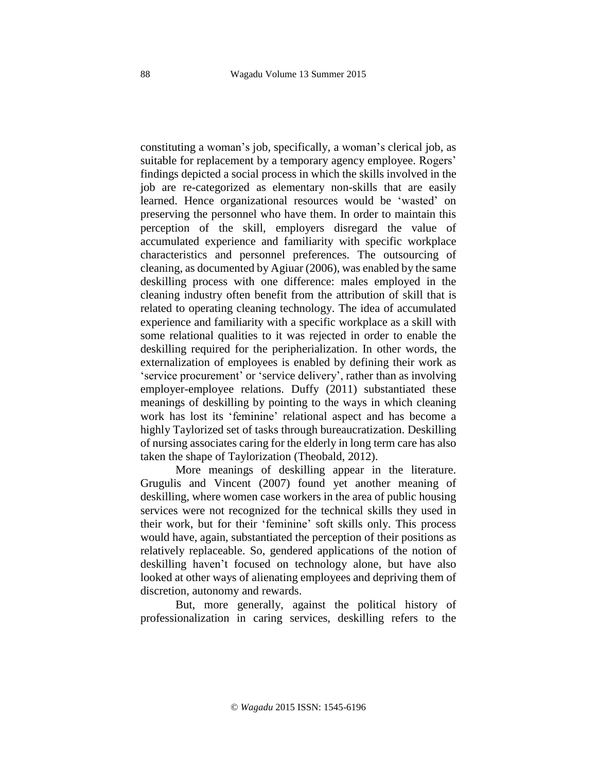constituting a woman's job, specifically, a woman's clerical job, as suitable for replacement by a temporary agency employee. Rogers' findings depicted a social process in which the skills involved in the job are re-categorized as elementary non-skills that are easily learned. Hence organizational resources would be 'wasted' on preserving the personnel who have them. In order to maintain this perception of the skill, employers disregard the value of accumulated experience and familiarity with specific workplace characteristics and personnel preferences. The outsourcing of cleaning, as documented by Agiuar (2006), was enabled by the same deskilling process with one difference: males employed in the cleaning industry often benefit from the attribution of skill that is related to operating cleaning technology. The idea of accumulated experience and familiarity with a specific workplace as a skill with some relational qualities to it was rejected in order to enable the deskilling required for the peripherialization. In other words, the externalization of employees is enabled by defining their work as 'service procurement' or 'service delivery', rather than as involving employer-employee relations. Duffy (2011) substantiated these meanings of deskilling by pointing to the ways in which cleaning work has lost its 'feminine' relational aspect and has become a highly Taylorized set of tasks through bureaucratization. Deskilling of nursing associates caring for the elderly in long term care has also taken the shape of Taylorization (Theobald, 2012).

More meanings of deskilling appear in the literature. Grugulis and Vincent (2007) found yet another meaning of deskilling, where women case workers in the area of public housing services were not recognized for the technical skills they used in their work, but for their 'feminine' soft skills only. This process would have, again, substantiated the perception of their positions as relatively replaceable. So, gendered applications of the notion of deskilling haven't focused on technology alone, but have also looked at other ways of alienating employees and depriving them of discretion, autonomy and rewards.

But, more generally, against the political history of professionalization in caring services, deskilling refers to the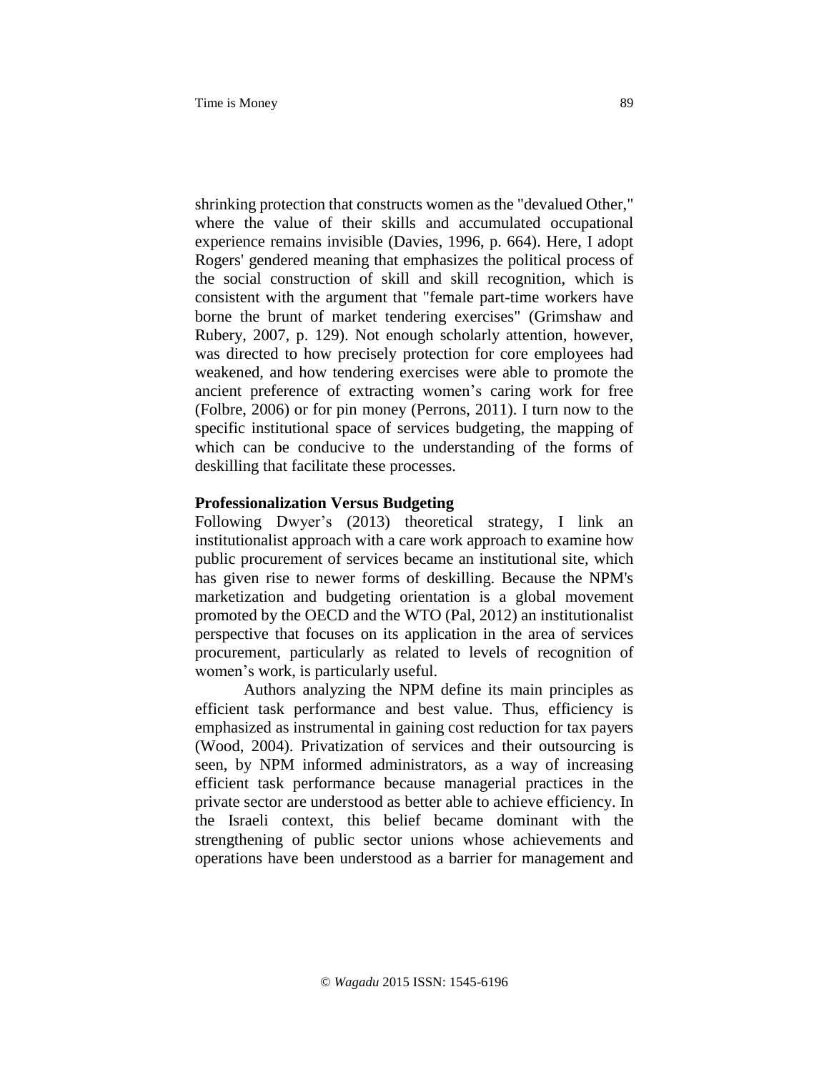shrinking protection that constructs women as the "devalued Other," where the value of their skills and accumulated occupational experience remains invisible (Davies, 1996, p. 664). Here, I adopt Rogers' gendered meaning that emphasizes the political process of the social construction of skill and skill recognition, which is consistent with the argument that "female part-time workers have borne the brunt of market tendering exercises" (Grimshaw and Rubery, 2007, p. 129). Not enough scholarly attention, however, was directed to how precisely protection for core employees had weakened, and how tendering exercises were able to promote the ancient preference of extracting women's caring work for free (Folbre, 2006) or for pin money (Perrons, 2011). I turn now to the specific institutional space of services budgeting, the mapping of which can be conducive to the understanding of the forms of deskilling that facilitate these processes.

**Professionalization Versus Budgeting**

Following Dwyer's (2013) theoretical strategy, I link an institutionalist approach with a care work approach to examine how public procurement of services became an institutional site, which has given rise to newer forms of deskilling. Because the NPM's marketization and budgeting orientation is a global movement promoted by the OECD and the WTO (Pal, 2012) an institutionalist perspective that focuses on its application in the area of services procurement, particularly as related to levels of recognition of women's work, is particularly useful.

Authors analyzing the NPM define its main principles as efficient task performance and best value. Thus, efficiency is emphasized as instrumental in gaining cost reduction for tax payers (Wood, 2004). Privatization of services and their outsourcing is seen, by NPM informed administrators, as a way of increasing efficient task performance because managerial practices in the private sector are understood as better able to achieve efficiency. In the Israeli context, this belief became dominant with the strengthening of public sector unions whose achievements and operations have been understood as a barrier for management and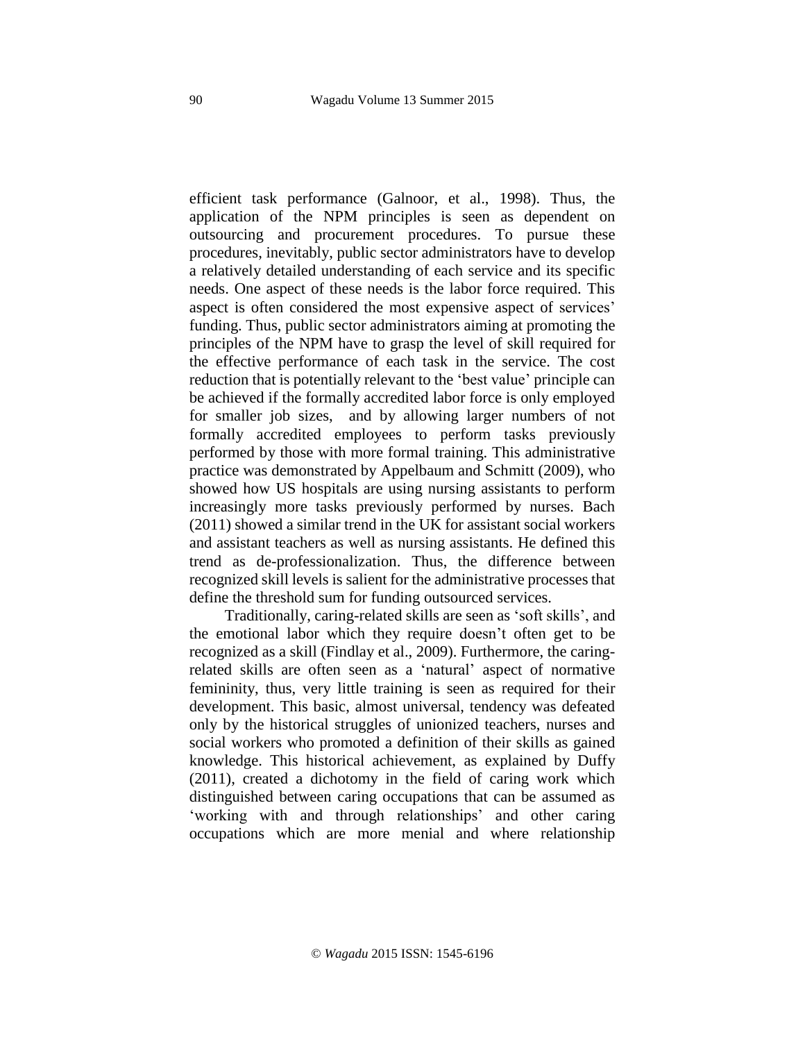efficient task performance (Galnoor, et al., 1998). Thus, the application of the NPM principles is seen as dependent on outsourcing and procurement procedures. To pursue these procedures, inevitably, public sector administrators have to develop a relatively detailed understanding of each service and its specific needs. One aspect of these needs is the labor force required. This aspect is often considered the most expensive aspect of services' funding. Thus, public sector administrators aiming at promoting the principles of the NPM have to grasp the level of skill required for the effective performance of each task in the service. The cost reduction that is potentially relevant to the 'best value' principle can be achieved if the formally accredited labor force is only employed for smaller job sizes, and by allowing larger numbers of not formally accredited employees to perform tasks previously performed by those with more formal training. This administrative practice was demonstrated by Appelbaum and Schmitt (2009), who showed how US hospitals are using nursing assistants to perform increasingly more tasks previously performed by nurses. Bach (2011) showed a similar trend in the UK for assistant social workers and assistant teachers as well as nursing assistants. He defined this trend as de-professionalization. Thus, the difference between recognized skill levels is salient for the administrative processes that define the threshold sum for funding outsourced services.

Traditionally, caring-related skills are seen as 'soft skills', and the emotional labor which they require doesn't often get to be recognized as a skill (Findlay et al., 2009). Furthermore, the caring-related skills are often seen as a 'natural' aspect of normative femininity, thus, very little training is seen as required for their development. This basic, almost universal, tendency was defeated only by the historical struggles of unionized teachers, nurses and social workers who promoted a definition of their skills as gained knowledge. This historical achievement, as explained by Duffy (2011), created a dichotomy in the field of caring work which distinguished between caring occupations that can be assumed as 'working with and through relationships' and other caring occupations which are more menial and where relationship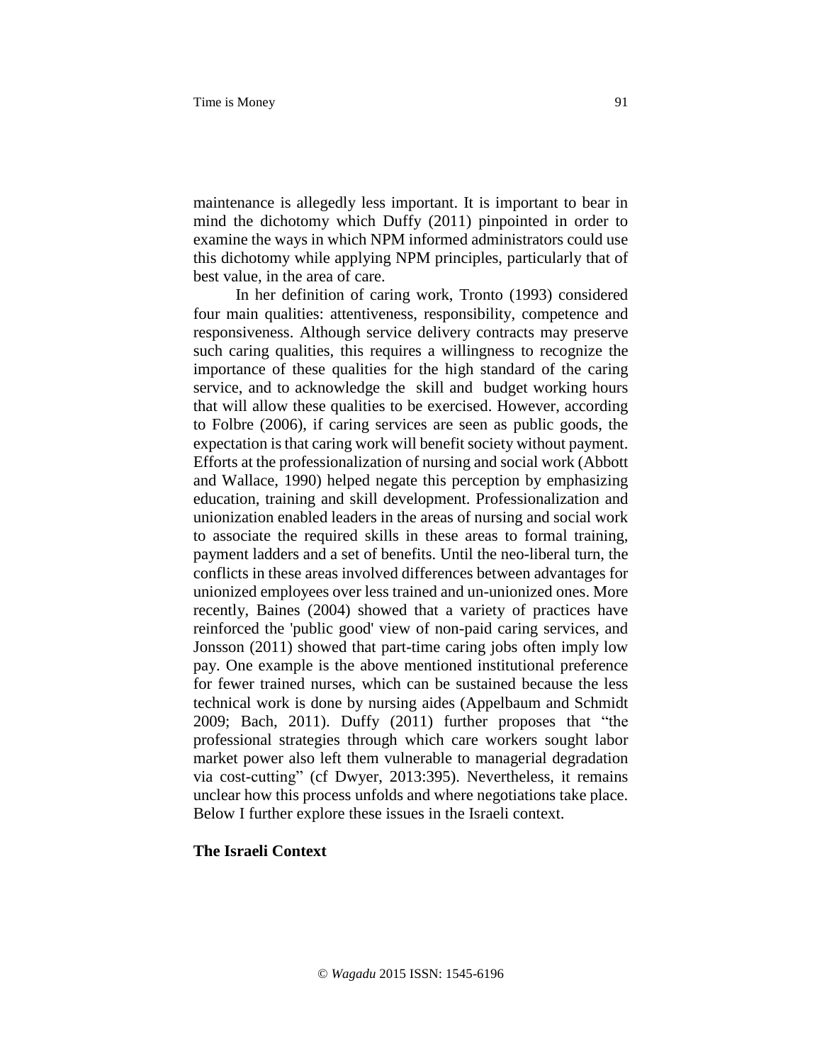maintenance is allegedly less important. It is important to bear in mind the dichotomy which Duffy (2011) pinpointed in order to examine the ways in which NPM informed administrators could use this dichotomy while applying NPM principles, particularly that of best value, in the area of care.

In her definition of caring work, Tronto (1993) considered four main qualities: attentiveness, responsibility, competence and responsiveness. Although service delivery contracts may preserve such caring qualities, this requires a willingness to recognize the importance of these qualities for the high standard of the caring service, and to acknowledge the skill and budget working hours that will allow these qualities to be exercised. However, according to Folbre (2006), if caring services are seen as public goods, the expectation is that caring work will benefit society without payment. Efforts at the professionalization of nursing and social work (Abbott and Wallace, 1990) helped negate this perception by emphasizing education, training and skill development. Professionalization and unionization enabled leaders in the areas of nursing and social work to associate the required skills in these areas to formal training, payment ladders and a set of benefits. Until the neo-liberal turn, the conflicts in these areas involved differences between advantages for unionized employees over less trained and un-unionized ones. More recently, Baines (2004) showed that a variety of practices have reinforced the 'public good' view of non-paid caring services, and Jonsson (2011) showed that part-time caring jobs often imply low pay. One example is the above mentioned institutional preference for fewer trained nurses, which can be sustained because the less technical work is done by nursing aides (Appelbaum and Schmidt 2009; Bach, 2011). Duffy (2011) further proposes that "the professional strategies through which care workers sought labor market power also left them vulnerable to managerial degradation via cost-cutting" (cf Dwyer, 2013:395). Nevertheless, it remains unclear how this process unfolds and where negotiations take place. Below I further explore these issues in the Israeli context.

## The Israeli Context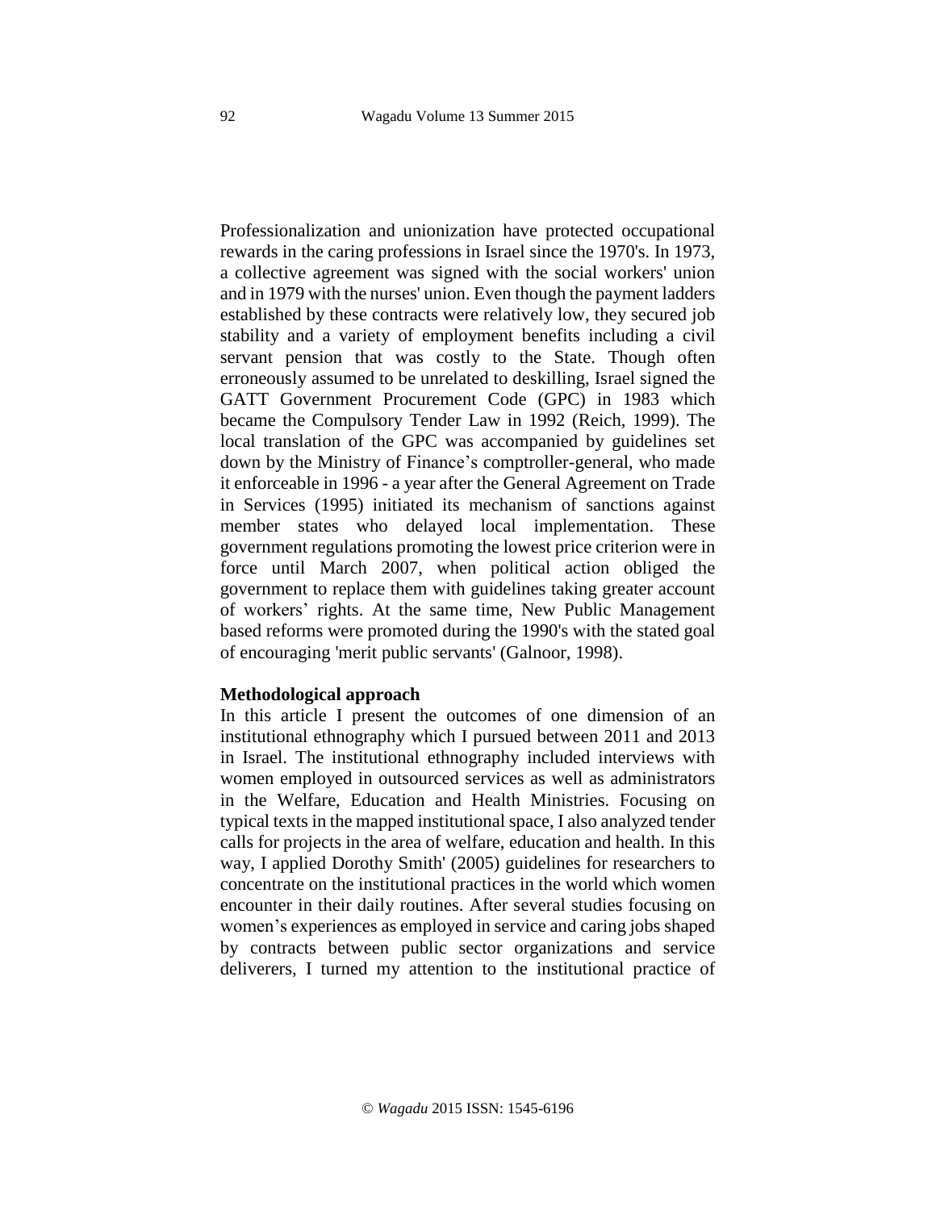Professionalization and unionization have protected occupational rewards in the caring professions in Israel since the 1970's. In 1973, a collective agreement was signed with the social workers' union and in 1979 with the nurses' union. Even though the payment ladders established by these contracts were relatively low, they secured job stability and a variety of employment benefits including a civil servant pension that was costly to the State. Though often erroneously assumed to be unrelated to deskilling, Israel signed the GATT Government Procurement Code (GPC) in 1983 which became the Compulsory Tender Law in 1992 (Reich, 1999). The local translation of the GPC was accompanied by guidelines set down by the Ministry of Finance's comptroller-general, who made it enforceable in 1996 - a year after the General Agreement on Trade in Services (1995) initiated its mechanism of sanctions against member states who delayed local implementation. These government regulations promoting the lowest price criterion were in force until March 2007, when political action obliged the government to replace them with guidelines taking greater account of workers' rights. At the same time, New Public Management based reforms were promoted during the 1990's with the stated goal of encouraging 'merit public servants' (Galnoor, 1998).

**Methodological approach**

In this article I present the outcomes of one dimension of an institutional ethnography which I pursued between 2011 and 2013 in Israel. The institutional ethnography included interviews with women employed in outsourced services as well as administrators in the Welfare, Education and Health Ministries. Focusing on typical texts in the mapped institutional space, I also analyzed tender calls for projects in the area of welfare, education and health. In this way, I applied Dorothy Smith' (2005) guidelines for researchers to concentrate on the institutional practices in the world which women encounter in their daily routines. After several studies focusing on women's experiences as employed in service and caring jobs shaped by contracts between public sector organizations and service deliverers, I turned my attention to the institutional practice of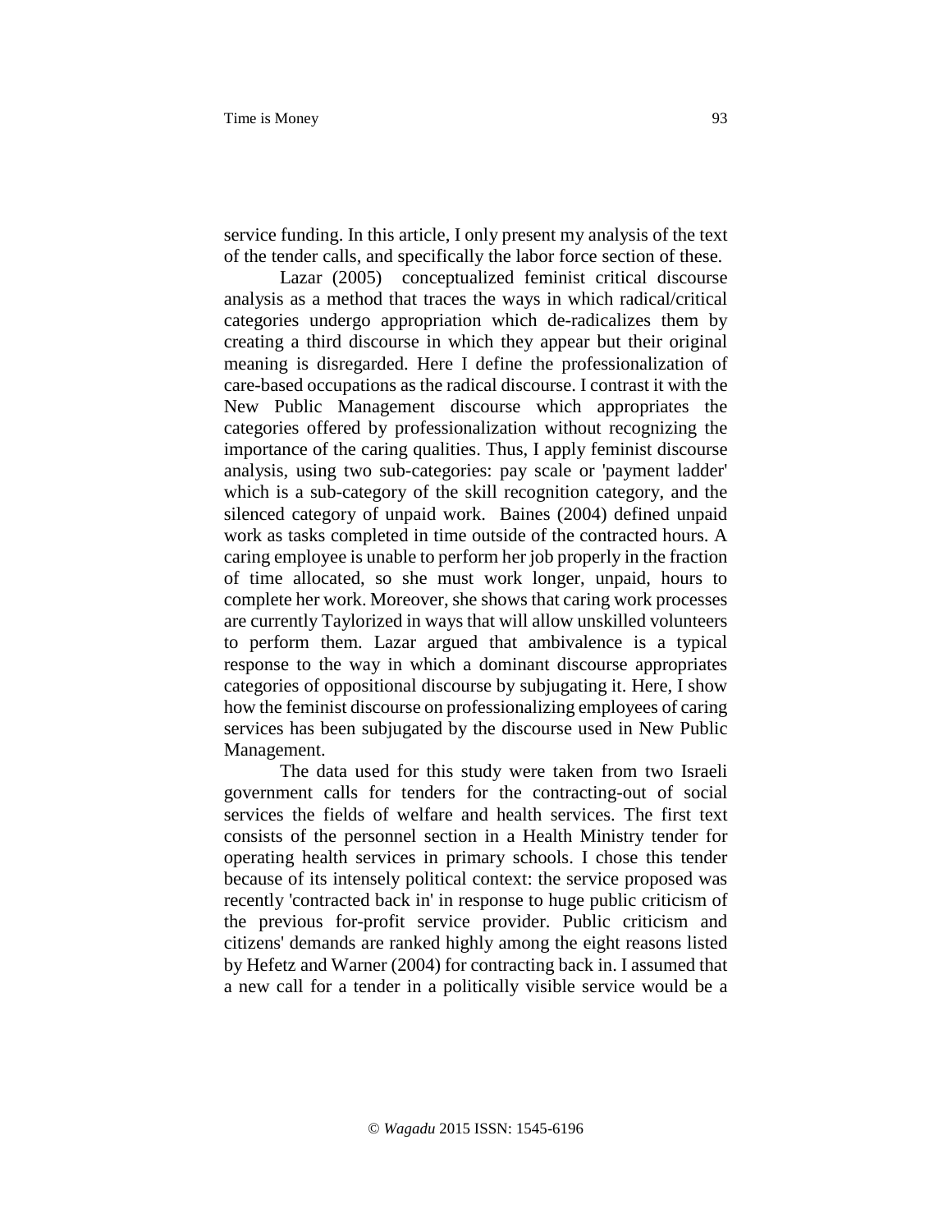service funding. In this article, I only present my analysis of the text of the tender calls, and specifically the labor force section of these.

Lazar (2005) conceptualized feminist critical discourse analysis as a method that traces the ways in which radical/critical categories undergo appropriation which de-radicalizes them by creating a third discourse in which they appear but their original meaning is disregarded. Here I define the professionalization of care-based occupations as the radical discourse. I contrast it with the New Public Management discourse which appropriates the categories offered by professionalization without recognizing the importance of the caring qualities. Thus, I apply feminist discourse analysis, using two sub-categories: pay scale or 'payment ladder' which is a sub-category of the skill recognition category, and the silenced category of unpaid work. Baines (2004) defined unpaid work as tasks completed in time outside of the contracted hours. A caring employee is unable to perform her job properly in the fraction of time allocated, so she must work longer, unpaid, hours to complete her work. Moreover, she shows that caring work processes are currently Taylorized in ways that will allow unskilled volunteers to perform them. Lazar argued that ambivalence is a typical response to the way in which a dominant discourse appropriates categories of oppositional discourse by subjugating it. Here, I show how the feminist discourse on professionalizing employees of caring services has been subjugated by the discourse used in New Public Management.

The data used for this study were taken from two Israeli government calls for tenders for the contracting-out of social services the fields of welfare and health services. The first text consists of the personnel section in a Health Ministry tender for operating health services in primary schools. I chose this tender because of its intensely political context: the service proposed was recently 'contracted back in' in response to huge public criticism of the previous for-profit service provider. Public criticism and citizens' demands are ranked highly among the eight reasons listed by Hefetz and Warner (2004) for contracting back in. I assumed that a new call for a tender in a politically visible service would be a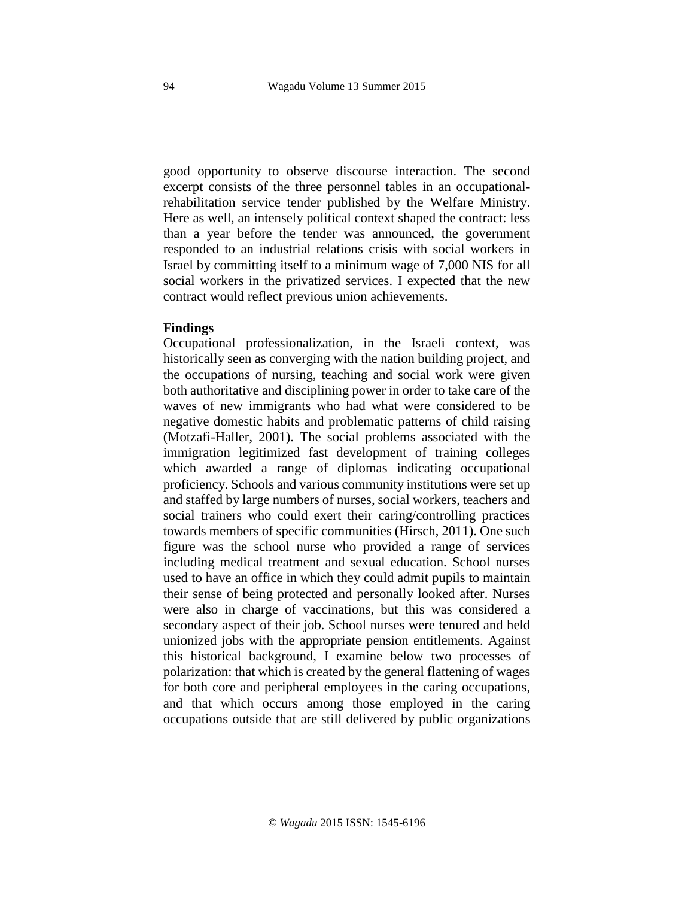good opportunity to observe discourse interaction. The second excerpt consists of the three personnel tables in an occupational-rehabilitation service tender published by the Welfare Ministry. Here as well, an intensely political context shaped the contract: less than a year before the tender was announced, the government responded to an industrial relations crisis with social workers in Israel by committing itself to a minimum wage of 7,000 NIS for all social workers in the privatized services. I expected that the new contract would reflect previous union achievements.

**Findings**

Occupational professionalization, in the Israeli context, was historically seen as converging with the nation building project, and the occupations of nursing, teaching and social work were given both authoritative and disciplining power in order to take care of the waves of new immigrants who had what were considered to be negative domestic habits and problematic patterns of child raising (Motzafi-Haller, 2001). The social problems associated with the immigration legitimized fast development of training colleges which awarded a range of diplomas indicating occupational proficiency. Schools and various community institutions were set up and staffed by large numbers of nurses, social workers, teachers and social trainers who could exert their caring/controlling practices towards members of specific communities (Hirsch, 2011). One such figure was the school nurse who provided a range of services including medical treatment and sexual education. School nurses used to have an office in which they could admit pupils to maintain their sense of being protected and personally looked after. Nurses were also in charge of vaccinations, but this was considered a secondary aspect of their job. School nurses were tenured and held unionized jobs with the appropriate pension entitlements. Against this historical background, I examine below two processes of polarization: that which is created by the general flattening of wages for both core and peripheral employees in the caring occupations, and that which occurs among those employed in the caring occupations outside that are still delivered by public organizations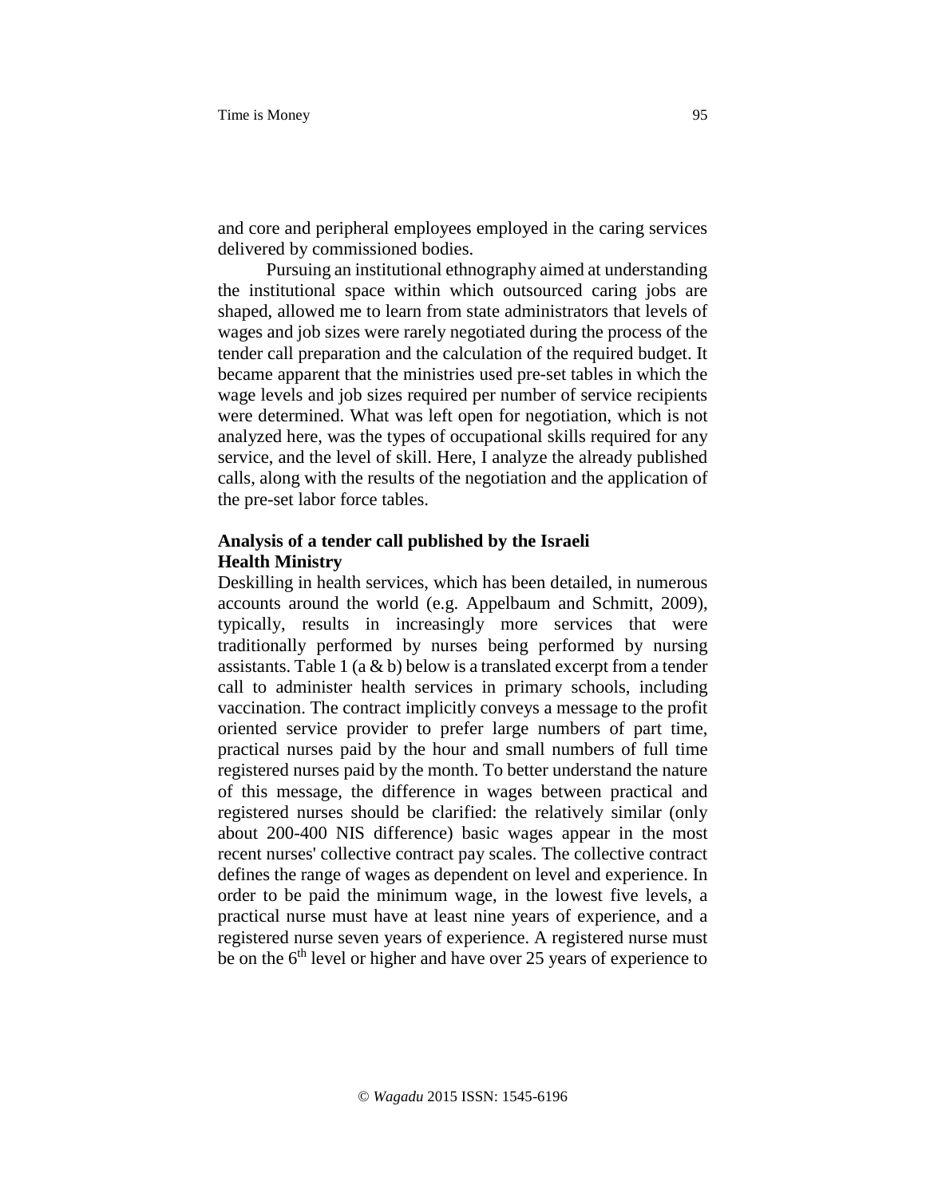and core and peripheral employees employed in the caring services delivered by commissioned bodies.

Pursuing an institutional ethnography aimed at understanding the institutional space within which outsourced caring jobs are shaped, allowed me to learn from state administrators that levels of wages and job sizes were rarely negotiated during the process of the tender call preparation and the calculation of the required budget. It became apparent that the ministries used pre-set tables in which the wage levels and job sizes required per number of service recipients were determined. What was left open for negotiation, which is not analyzed here, was the types of occupational skills required for any service, and the level of skill. Here, I analyze the already published calls, along with the results of the negotiation and the application of the pre-set labor force tables.

### Analysis of a tender call published by the Israeli Health Ministry

Deskilling in health services, which has been detailed, in numerous accounts around the world (e.g. Appelbaum and Schmitt, 2009), typically, results in increasingly more services that were traditionally performed by nurses being performed by nursing assistants. Table 1 (a & b) below is a translated excerpt from a tender call to administer health services in primary schools, including vaccination. The contract implicitly conveys a message to the profit oriented service provider to prefer large numbers of part time, practical nurses paid by the hour and small numbers of full time registered nurses paid by the month. To better understand the nature of this message, the difference in wages between practical and registered nurses should be clarified: the relatively similar (only about 200-400 NIS difference) basic wages appear in the most recent nurses' collective contract pay scales. The collective contract defines the range of wages as dependent on level and experience. In order to be paid the minimum wage, in the lowest five levels, a practical nurse must have at least nine years of experience, and a registered nurse seven years of experience. A registered nurse must be on the 6th level or higher and have over 25 years of experience to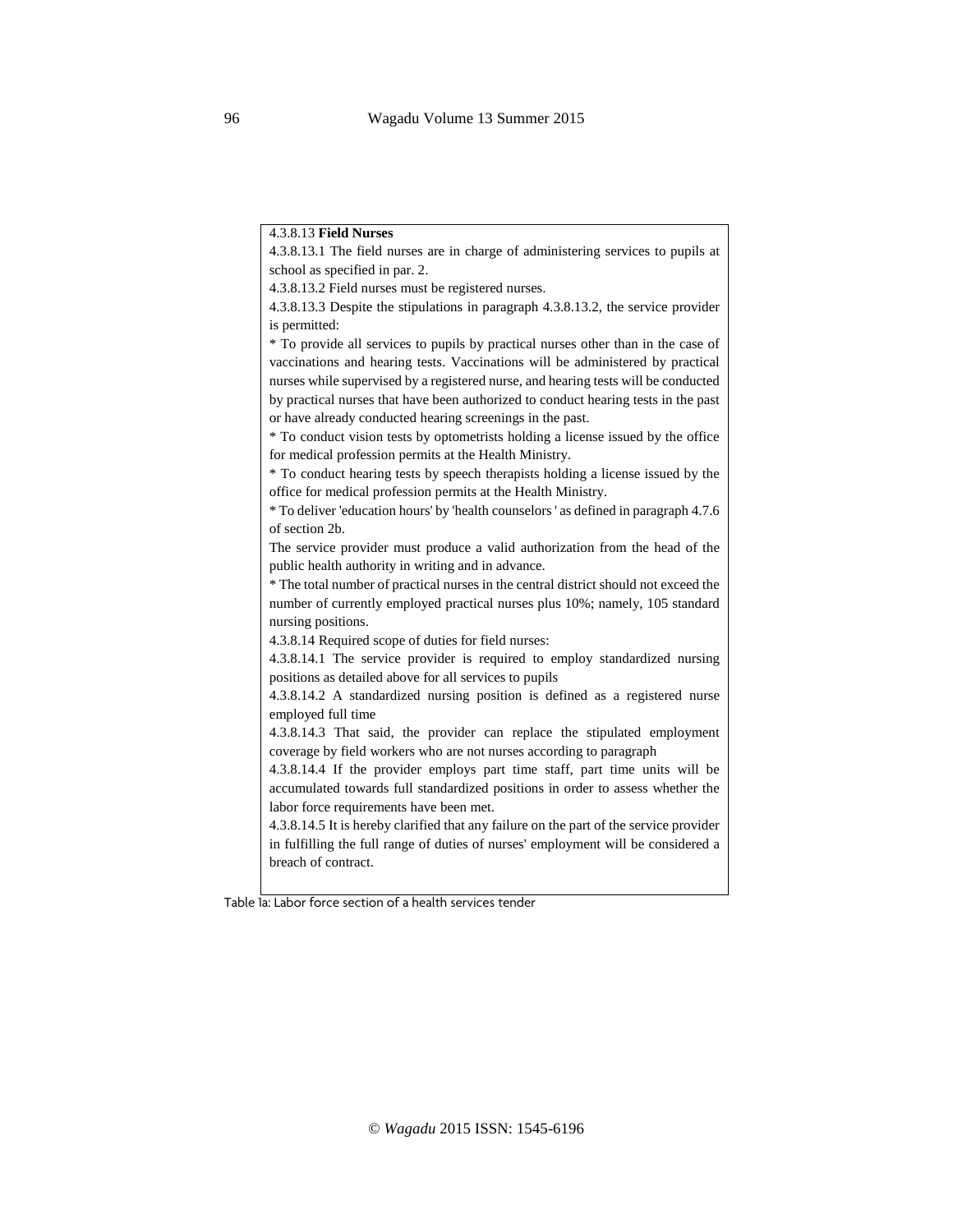4.3.8.13 **Field Nurses**

4.3.8.13.1 The field nurses are in charge of administering services to pupils at school as specified in par. 2.

4.3.8.13.2 Field nurses must be registered nurses.

4.3.8.13.3 Despite the stipulations in paragraph 4.3.8.13.2, the service provider is permitted:

* To provide all services to pupils by practical nurses other than in the case of vaccinations and hearing tests. Vaccinations will be administered by practical nurses while supervised by a registered nurse, and hearing tests will be conducted by practical nurses that have been authorized to conduct hearing tests in the past or have already conducted hearing screenings in the past.
* To conduct vision tests by optometrists holding a license issued by the office for medical profession permits at the Health Ministry.
* To conduct hearing tests by speech therapists holding a license issued by the office for medical profession permits at the Health Ministry.
* To deliver 'education hours' by 'health counselors ' as defined in paragraph 4.7.6 of section 2b.

The service provider must produce a valid authorization from the head of the public health authority in writing and in advance.

* The total number of practical nurses in the central district should not exceed the number of currently employed practical nurses plus 10%; namely, 105 standard nursing positions.

4.3.8.14 Required scope of duties for field nurses:

4.3.8.14.1 The service provider is required to employ standardized nursing positions as detailed above for all services to pupils

4.3.8.14.2 A standardized nursing position is defined as a registered nurse employed full time

4.3.8.14.3 That said, the provider can replace the stipulated employment coverage by field workers who are not nurses according to paragraph

4.3.8.14.4 If the provider employs part time staff, part time units will be accumulated towards full standardized positions in order to assess whether the labor force requirements have been met.

4.3.8.14.5 It is hereby clarified that any failure on the part of the service provider in fulfilling the full range of duties of nurses' employment will be considered a breach of contract.

Table 1a: Labor force section of a health services tender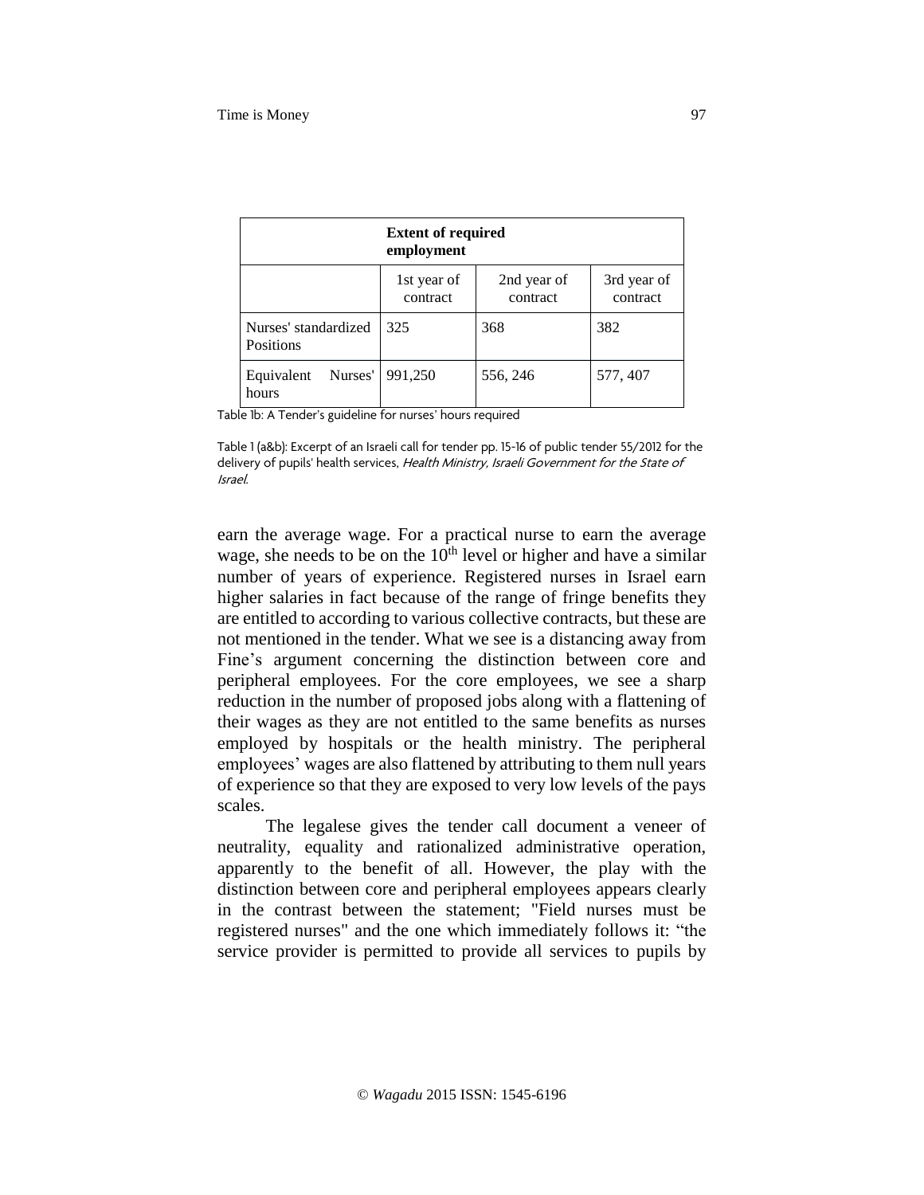| Extent of required employment | | | |
|---|---|---|---|
| | 1st year of contract | 2nd year of contract | 3rd year of contract |
| Nurses' standardized Positions | 325 | 368 | 382 |
| Equivalent Nurses' hours | 991,250 | 556, 246 | 577, 407 |

Table 1b: A Tender's guideline for nurses' hours required

Table 1 (a&b): Excerpt of an Israeli call for tender pp. 15-16 of public tender 55/2012 for the delivery of pupils' health services, *Health Ministry, Israeli Government for the State of Israel.*

earn the average wage. For a practical nurse to earn the average wage, she needs to be on the 10th level or higher and have a similar number of years of experience. Registered nurses in Israel earn higher salaries in fact because of the range of fringe benefits they are entitled to according to various collective contracts, but these are not mentioned in the tender. What we see is a distancing away from Fine's argument concerning the distinction between core and peripheral employees. For the core employees, we see a sharp reduction in the number of proposed jobs along with a flattening of their wages as they are not entitled to the same benefits as nurses employed by hospitals or the health ministry. The peripheral employees' wages are also flattened by attributing to them null years of experience so that they are exposed to very low levels of the pays scales.

The legalese gives the tender call document a veneer of neutrality, equality and rationalized administrative operation, apparently to the benefit of all. However, the play with the distinction between core and peripheral employees appears clearly in the contrast between the statement; "Field nurses must be registered nurses" and the one which immediately follows it: "the service provider is permitted to provide all services to pupils by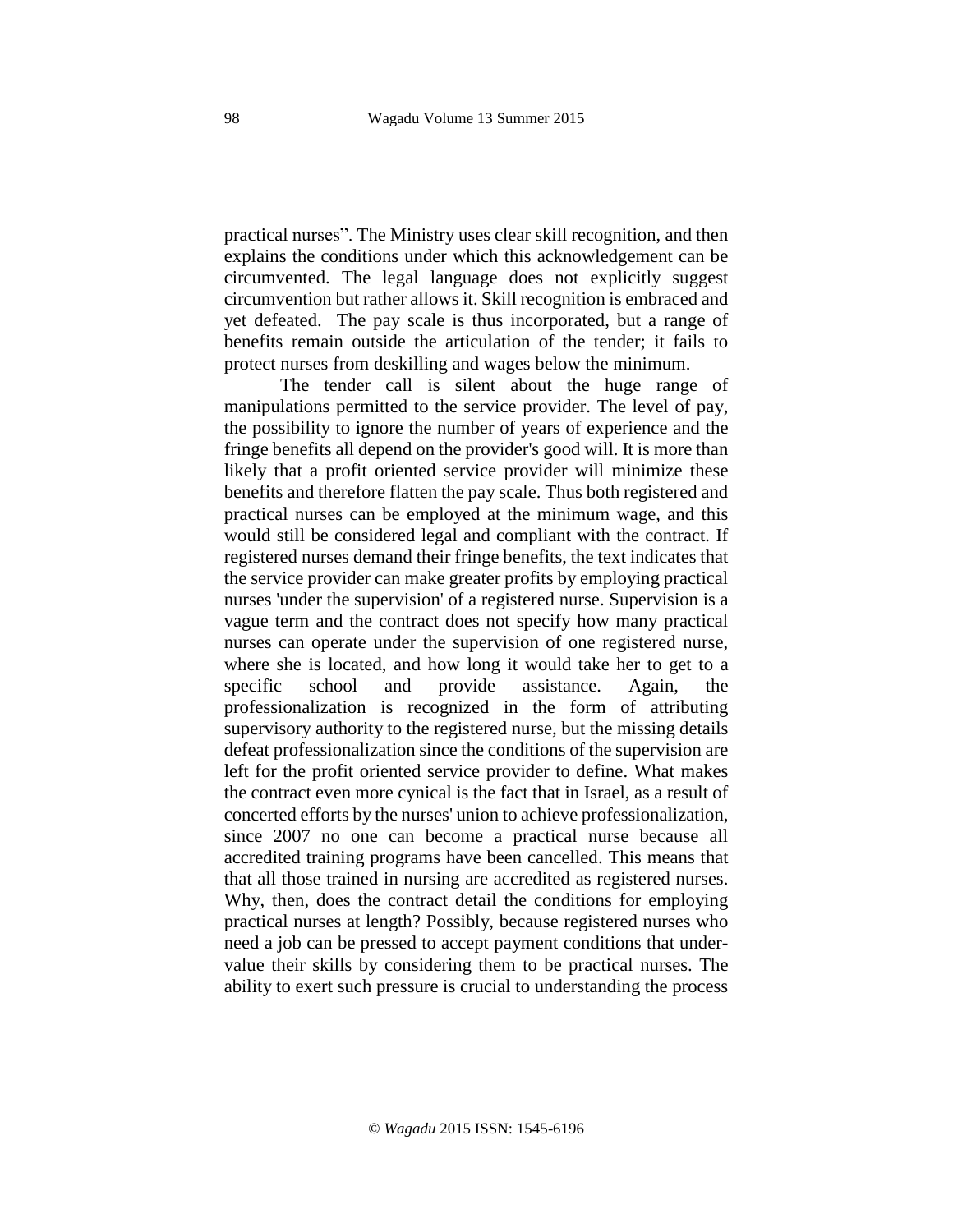practical nurses". The Ministry uses clear skill recognition, and then explains the conditions under which this acknowledgement can be circumvented. The legal language does not explicitly suggest circumvention but rather allows it. Skill recognition is embraced and yet defeated. The pay scale is thus incorporated, but a range of benefits remain outside the articulation of the tender; it fails to protect nurses from deskilling and wages below the minimum.

The tender call is silent about the huge range of manipulations permitted to the service provider. The level of pay, the possibility to ignore the number of years of experience and the fringe benefits all depend on the provider's good will. It is more than likely that a profit oriented service provider will minimize these benefits and therefore flatten the pay scale. Thus both registered and practical nurses can be employed at the minimum wage, and this would still be considered legal and compliant with the contract. If registered nurses demand their fringe benefits, the text indicates that the service provider can make greater profits by employing practical nurses 'under the supervision' of a registered nurse. Supervision is a vague term and the contract does not specify how many practical nurses can operate under the supervision of one registered nurse, where she is located, and how long it would take her to get to a specific school and provide assistance. Again, the professionalization is recognized in the form of attributing supervisory authority to the registered nurse, but the missing details defeat professionalization since the conditions of the supervision are left for the profit oriented service provider to define. What makes the contract even more cynical is the fact that in Israel, as a result of concerted efforts by the nurses' union to achieve professionalization, since 2007 no one can become a practical nurse because all accredited training programs have been cancelled. This means that that all those trained in nursing are accredited as registered nurses. Why, then, does the contract detail the conditions for employing practical nurses at length? Possibly, because registered nurses who need a job can be pressed to accept payment conditions that under-value their skills by considering them to be practical nurses. The ability to exert such pressure is crucial to understanding the process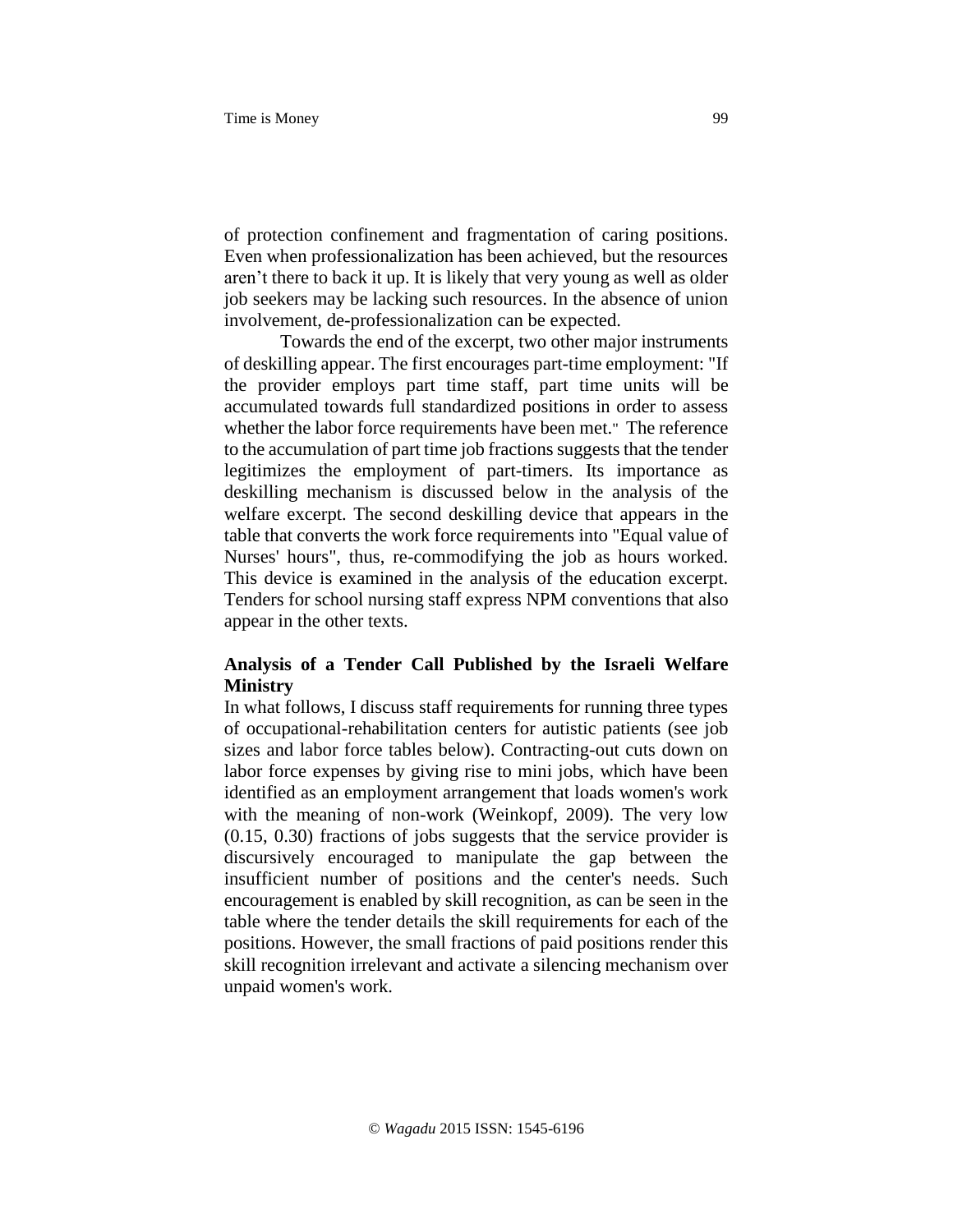of protection confinement and fragmentation of caring positions. Even when professionalization has been achieved, but the resources aren't there to back it up. It is likely that very young as well as older job seekers may be lacking such resources. In the absence of union involvement, de-professionalization can be expected.

Towards the end of the excerpt, two other major instruments of deskilling appear. The first encourages part-time employment: "If the provider employs part time staff, part time units will be accumulated towards full standardized positions in order to assess whether the labor force requirements have been met." The reference to the accumulation of part time job fractions suggests that the tender legitimizes the employment of part-timers. Its importance as deskilling mechanism is discussed below in the analysis of the welfare excerpt. The second deskilling device that appears in the table that converts the work force requirements into "Equal value of Nurses' hours", thus, re-commodifying the job as hours worked. This device is examined in the analysis of the education excerpt. Tenders for school nursing staff express NPM conventions that also appear in the other texts.

## Analysis of a Tender Call Published by the Israeli Welfare Ministry

In what follows, I discuss staff requirements for running three types of occupational-rehabilitation centers for autistic patients (see job sizes and labor force tables below). Contracting-out cuts down on labor force expenses by giving rise to mini jobs, which have been identified as an employment arrangement that loads women's work with the meaning of non-work (Weinkopf, 2009). The very low (0.15, 0.30) fractions of jobs suggests that the service provider is discursively encouraged to manipulate the gap between the insufficient number of positions and the center's needs. Such encouragement is enabled by skill recognition, as can be seen in the table where the tender details the skill requirements for each of the positions. However, the small fractions of paid positions render this skill recognition irrelevant and activate a silencing mechanism over unpaid women's work.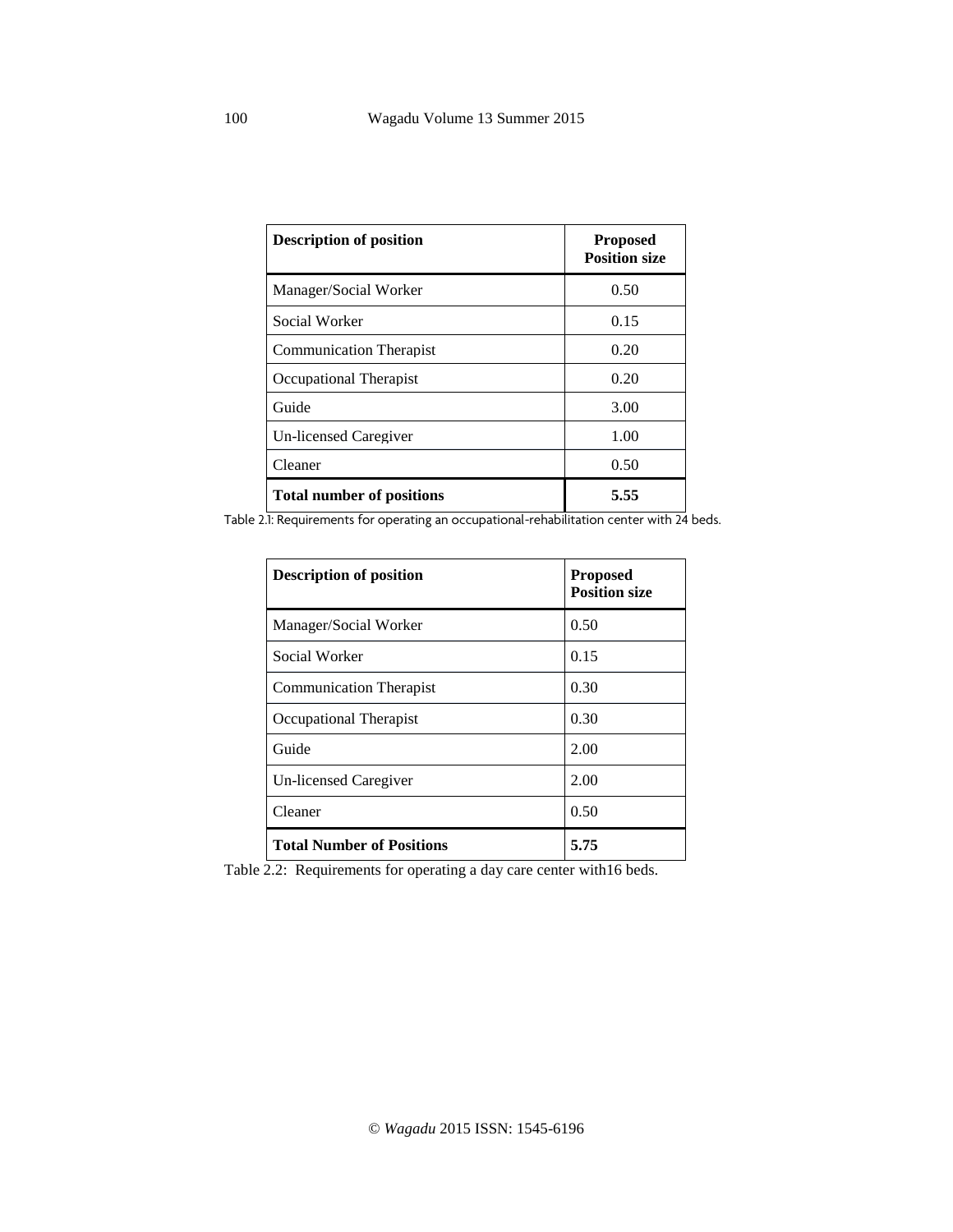| Description of position | Proposed Position size |
|---|---|
| Manager/Social Worker | 0.50 |
| Social Worker | 0.15 |
| Communication Therapist | 0.20 |
| Occupational Therapist | 0.20 |
| Guide | 3.00 |
| Un-licensed Caregiver | 1.00 |
| Cleaner | 0.50 |
| **Total number of positions** | **5.55** |

Table 2.1: Requirements for operating an occupational-rehabilitation center with 24 beds.

| Description of position | Proposed Position size |
|---|---|
| Manager/Social Worker | 0.50 |
| Social Worker | 0.15 |
| Communication Therapist | 0.30 |
| Occupational Therapist | 0.30 |
| Guide | 2.00 |
| Un-licensed Caregiver | 2.00 |
| Cleaner | 0.50 |
| **Total Number of Positions** | **5.75** |

Table 2.2: Requirements for operating a day care center with16 beds.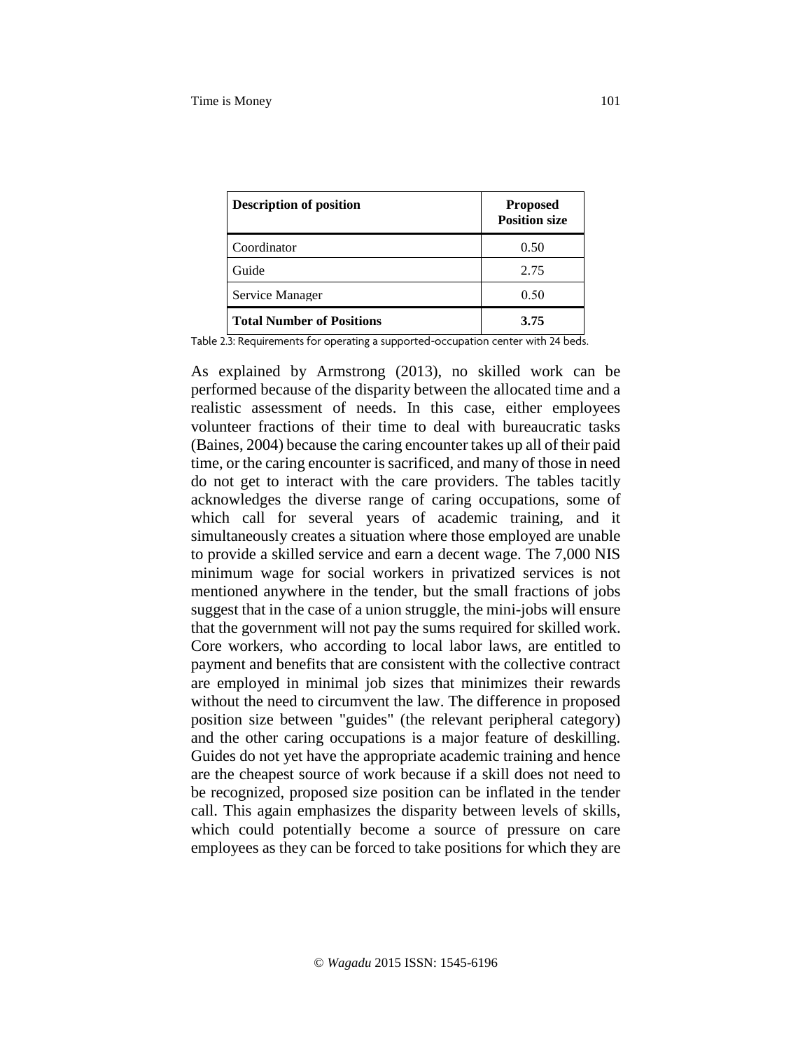| **Description of position** | **Proposed Position size** |
|---|---|
| Coordinator | 0.50 |
| Guide | 2.75 |
| Service Manager | 0.50 |
| **Total Number of Positions** | **3.75** |

Table 2.3: Requirements for operating a supported-occupation center with 24 beds.

As explained by Armstrong (2013), no skilled work can be performed because of the disparity between the allocated time and a realistic assessment of needs. In this case, either employees volunteer fractions of their time to deal with bureaucratic tasks (Baines, 2004) because the caring encounter takes up all of their paid time, or the caring encounter is sacrificed, and many of those in need do not get to interact with the care providers. The tables tacitly acknowledges the diverse range of caring occupations, some of which call for several years of academic training, and it simultaneously creates a situation where those employed are unable to provide a skilled service and earn a decent wage. The 7,000 NIS minimum wage for social workers in privatized services is not mentioned anywhere in the tender, but the small fractions of jobs suggest that in the case of a union struggle, the mini-jobs will ensure that the government will not pay the sums required for skilled work. Core workers, who according to local labor laws, are entitled to payment and benefits that are consistent with the collective contract are employed in minimal job sizes that minimizes their rewards without the need to circumvent the law. The difference in proposed position size between "guides" (the relevant peripheral category) and the other caring occupations is a major feature of deskilling. Guides do not yet have the appropriate academic training and hence are the cheapest source of work because if a skill does not need to be recognized, proposed size position can be inflated in the tender call. This again emphasizes the disparity between levels of skills, which could potentially become a source of pressure on care employees as they can be forced to take positions for which they are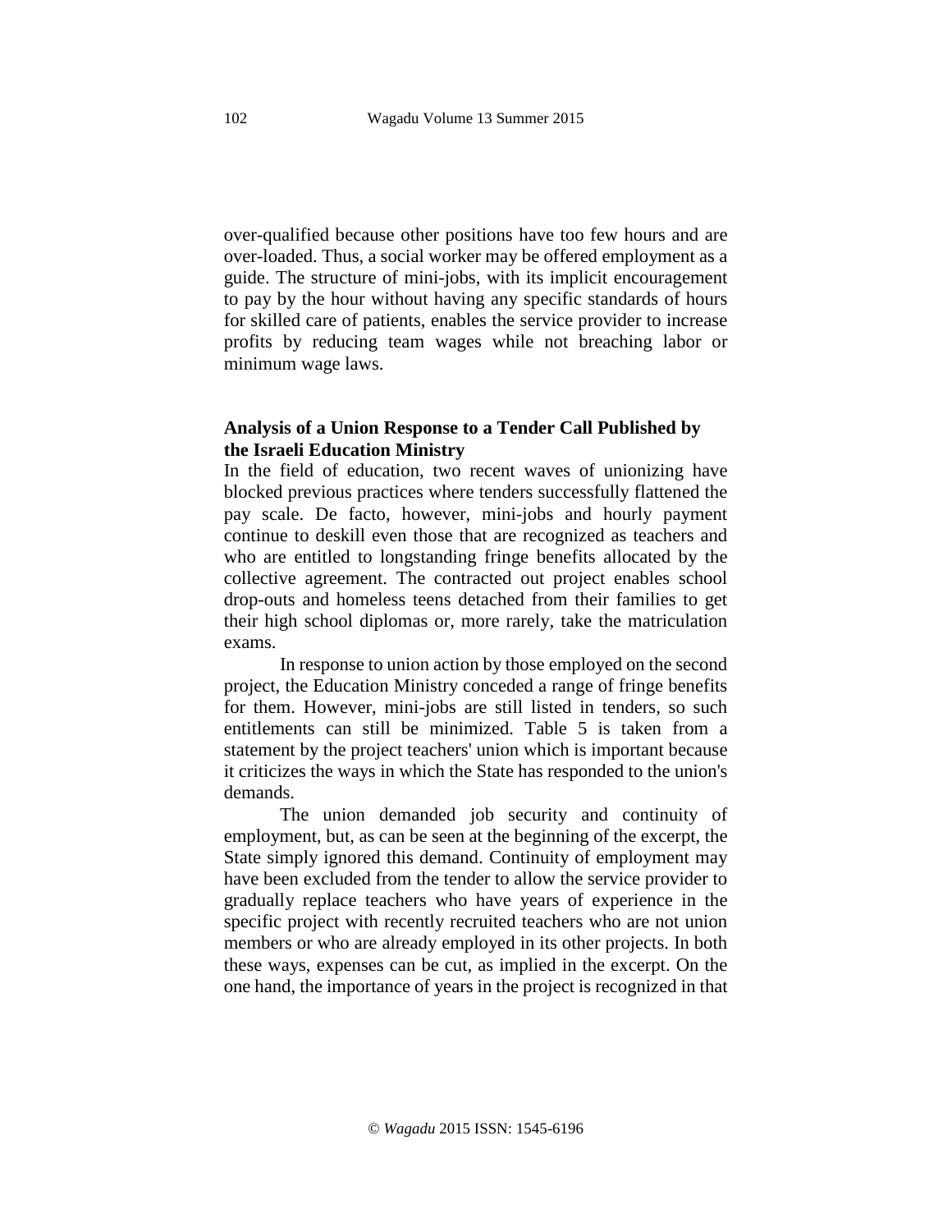over-qualified because other positions have too few hours and are over-loaded. Thus, a social worker may be offered employment as a guide. The structure of mini-jobs, with its implicit encouragement to pay by the hour without having any specific standards of hours for skilled care of patients, enables the service provider to increase profits by reducing team wages while not breaching labor or minimum wage laws.

### Analysis of a Union Response to a Tender Call Published by the Israeli Education Ministry

In the field of education, two recent waves of unionizing have blocked previous practices where tenders successfully flattened the pay scale. De facto, however, mini-jobs and hourly payment continue to deskill even those that are recognized as teachers and who are entitled to longstanding fringe benefits allocated by the collective agreement. The contracted out project enables school drop-outs and homeless teens detached from their families to get their high school diplomas or, more rarely, take the matriculation exams.

In response to union action by those employed on the second project, the Education Ministry conceded a range of fringe benefits for them. However, mini-jobs are still listed in tenders, so such entitlements can still be minimized. Table 5 is taken from a statement by the project teachers' union which is important because it criticizes the ways in which the State has responded to the union's demands.

The union demanded job security and continuity of employment, but, as can be seen at the beginning of the excerpt, the State simply ignored this demand. Continuity of employment may have been excluded from the tender to allow the service provider to gradually replace teachers who have years of experience in the specific project with recently recruited teachers who are not union members or who are already employed in its other projects. In both these ways, expenses can be cut, as implied in the excerpt. On the one hand, the importance of years in the project is recognized in that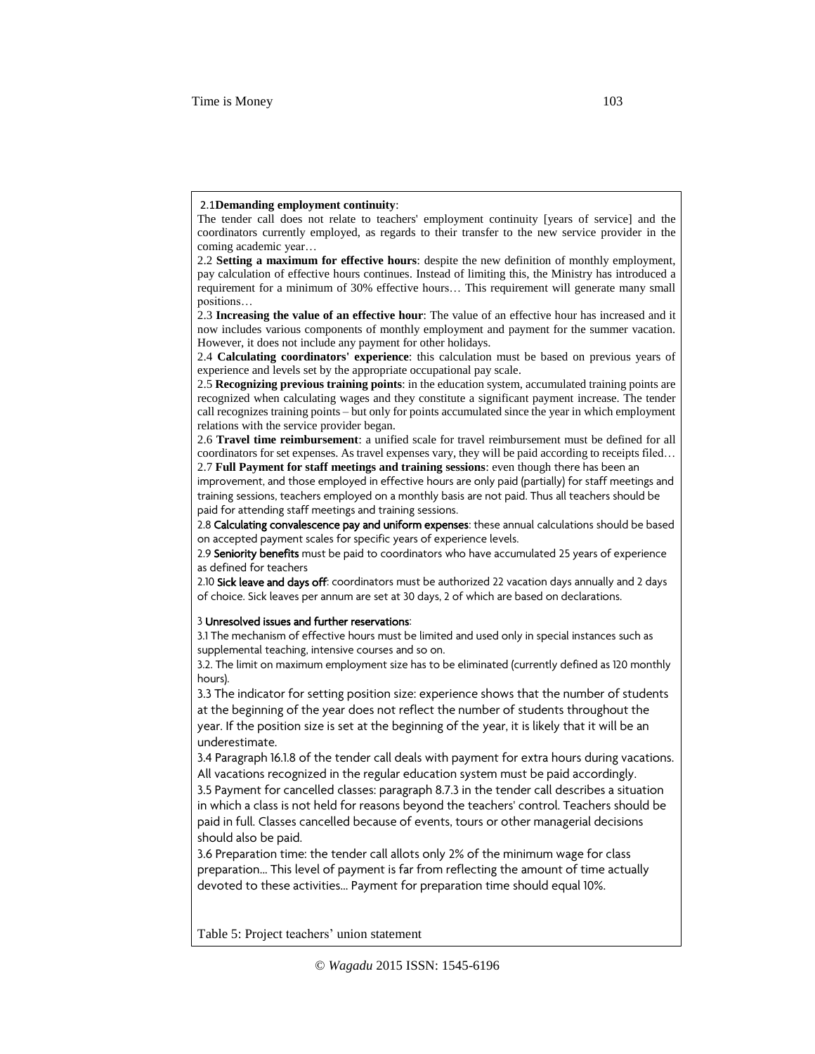2.1 **Demanding employment continuity**:
The tender call does not relate to teachers' employment continuity [years of service] and the coordinators currently employed, as regards to their transfer to the new service provider in the coming academic year…

2.2 **Setting a maximum for effective hours**: despite the new definition of monthly employment, pay calculation of effective hours continues. Instead of limiting this, the Ministry has introduced a requirement for a minimum of 30% effective hours… This requirement will generate many small positions…

2.3 **Increasing the value of an effective hour**: The value of an effective hour has increased and it now includes various components of monthly employment and payment for the summer vacation. However, it does not include any payment for other holidays.

2.4 **Calculating coordinators' experience**: this calculation must be based on previous years of experience and levels set by the appropriate occupational pay scale.

2.5 **Recognizing previous training points**: in the education system, accumulated training points are recognized when calculating wages and they constitute a significant payment increase. The tender call recognizes training points – but only for points accumulated since the year in which employment relations with the service provider began.

2.6 **Travel time reimbursement**: a unified scale for travel reimbursement must be defined for all coordinators for set expenses. As travel expenses vary, they will be paid according to receipts filed…

2.7 **Full Payment for staff meetings and training sessions**: even though there has been an improvement, and those employed in effective hours are only paid (partially) for staff meetings and training sessions, teachers employed on a monthly basis are not paid. Thus all teachers should be paid for attending staff meetings and training sessions.

2.8 **Calculating convalescence pay and uniform expenses**: these annual calculations should be based on accepted payment scales for specific years of experience levels.

2.9 **Seniority benefits** must be paid to coordinators who have accumulated 25 years of experience as defined for teachers

2.10 **Sick leave and days off**: coordinators must be authorized 22 vacation days annually and 2 days of choice. Sick leaves per annum are set at 30 days, 2 of which are based on declarations.

3 **Unresolved issues and further reservations**:

3.1 The mechanism of effective hours must be limited and used only in special instances such as supplemental teaching, intensive courses and so on.

3.2. The limit on maximum employment size has to be eliminated (currently defined as 120 monthly hours).

3.3 The indicator for setting position size: experience shows that the number of students at the beginning of the year does not reflect the number of students throughout the year. If the position size is set at the beginning of the year, it is likely that it will be an underestimate.

3.4 Paragraph 16.1.8 of the tender call deals with payment for extra hours during vacations. All vacations recognized in the regular education system must be paid accordingly.

3.5 Payment for cancelled classes: paragraph 8.7.3 in the tender call describes a situation in which a class is not held for reasons beyond the teachers' control. Teachers should be paid in full. Classes cancelled because of events, tours or other managerial decisions should also be paid.

3.6 Preparation time: the tender call allots only 2% of the minimum wage for class preparation… This level of payment is far from reflecting the amount of time actually devoted to these activities… Payment for preparation time should equal 10%.

Table 5: Project teachers' union statement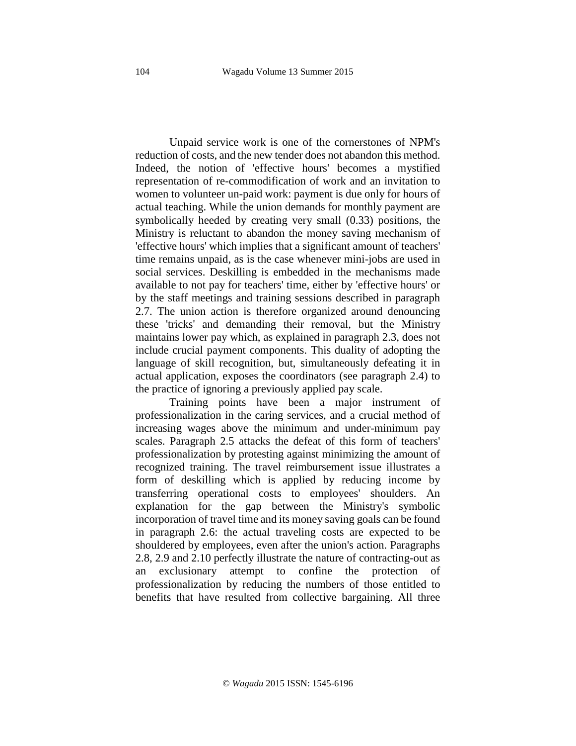Unpaid service work is one of the cornerstones of NPM's reduction of costs, and the new tender does not abandon this method. Indeed, the notion of 'effective hours' becomes a mystified representation of re-commodification of work and an invitation to women to volunteer un-paid work: payment is due only for hours of actual teaching. While the union demands for monthly payment are symbolically heeded by creating very small (0.33) positions, the Ministry is reluctant to abandon the money saving mechanism of 'effective hours' which implies that a significant amount of teachers' time remains unpaid, as is the case whenever mini-jobs are used in social services. Deskilling is embedded in the mechanisms made available to not pay for teachers' time, either by 'effective hours' or by the staff meetings and training sessions described in paragraph 2.7. The union action is therefore organized around denouncing these 'tricks' and demanding their removal, but the Ministry maintains lower pay which, as explained in paragraph 2.3, does not include crucial payment components. This duality of adopting the language of skill recognition, but, simultaneously defeating it in actual application, exposes the coordinators (see paragraph 2.4) to the practice of ignoring a previously applied pay scale.

Training points have been a major instrument of professionalization in the caring services, and a crucial method of increasing wages above the minimum and under-minimum pay scales. Paragraph 2.5 attacks the defeat of this form of teachers' professionalization by protesting against minimizing the amount of recognized training. The travel reimbursement issue illustrates a form of deskilling which is applied by reducing income by transferring operational costs to employees' shoulders. An explanation for the gap between the Ministry's symbolic incorporation of travel time and its money saving goals can be found in paragraph 2.6: the actual traveling costs are expected to be shouldered by employees, even after the union's action. Paragraphs 2.8, 2.9 and 2.10 perfectly illustrate the nature of contracting-out as an exclusionary attempt to confine the protection of professionalization by reducing the numbers of those entitled to benefits that have resulted from collective bargaining. All three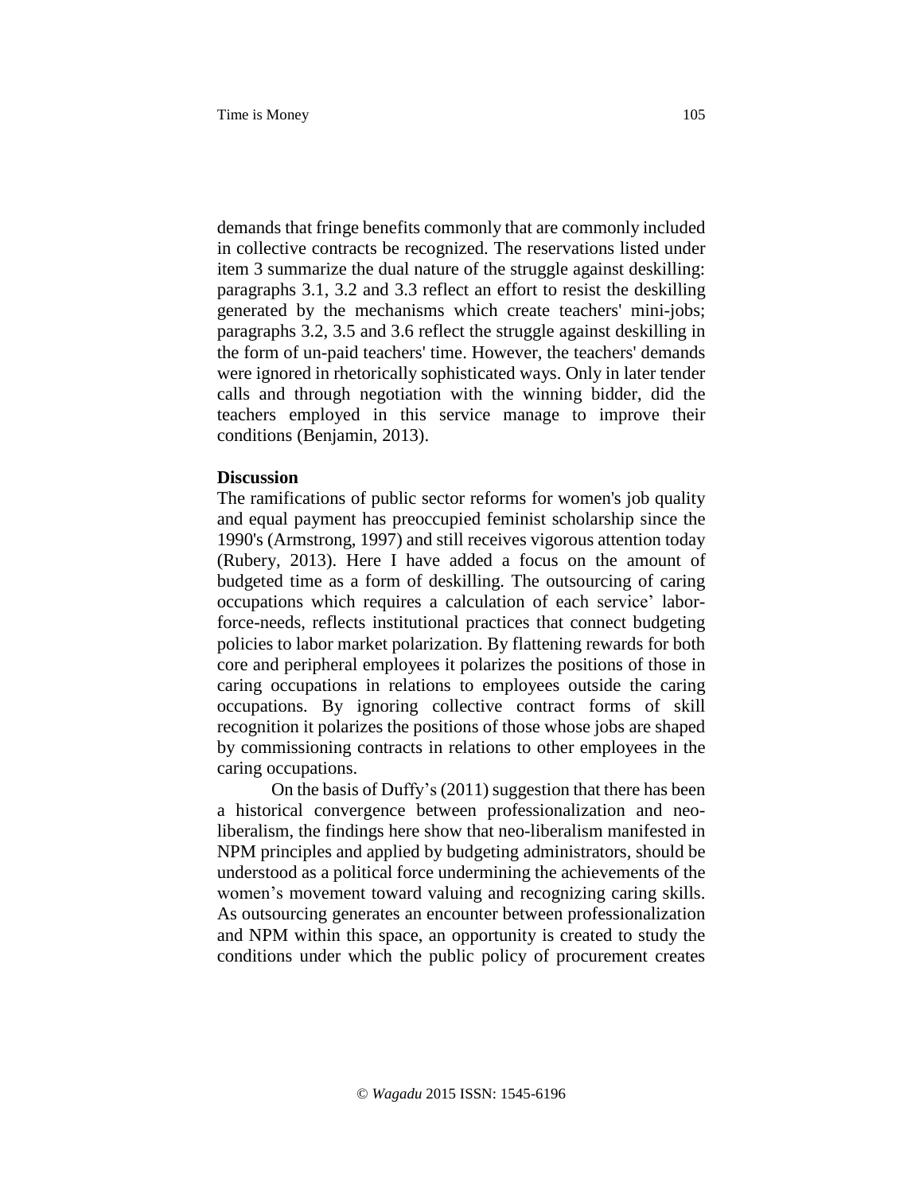demands that fringe benefits commonly that are commonly included in collective contracts be recognized. The reservations listed under item 3 summarize the dual nature of the struggle against deskilling: paragraphs 3.1, 3.2 and 3.3 reflect an effort to resist the deskilling generated by the mechanisms which create teachers' mini-jobs; paragraphs 3.2, 3.5 and 3.6 reflect the struggle against deskilling in the form of un-paid teachers' time. However, the teachers' demands were ignored in rhetorically sophisticated ways. Only in later tender calls and through negotiation with the winning bidder, did the teachers employed in this service manage to improve their conditions (Benjamin, 2013).

**Discussion**

The ramifications of public sector reforms for women's job quality and equal payment has preoccupied feminist scholarship since the 1990's (Armstrong, 1997) and still receives vigorous attention today (Rubery, 2013). Here I have added a focus on the amount of budgeted time as a form of deskilling. The outsourcing of caring occupations which requires a calculation of each service' labor-force-needs, reflects institutional practices that connect budgeting policies to labor market polarization. By flattening rewards for both core and peripheral employees it polarizes the positions of those in caring occupations in relations to employees outside the caring occupations. By ignoring collective contract forms of skill recognition it polarizes the positions of those whose jobs are shaped by commissioning contracts in relations to other employees in the caring occupations.

On the basis of Duffy's (2011) suggestion that there has been a historical convergence between professionalization and neo-liberalism, the findings here show that neo-liberalism manifested in NPM principles and applied by budgeting administrators, should be understood as a political force undermining the achievements of the women's movement toward valuing and recognizing caring skills. As outsourcing generates an encounter between professionalization and NPM within this space, an opportunity is created to study the conditions under which the public policy of procurement creates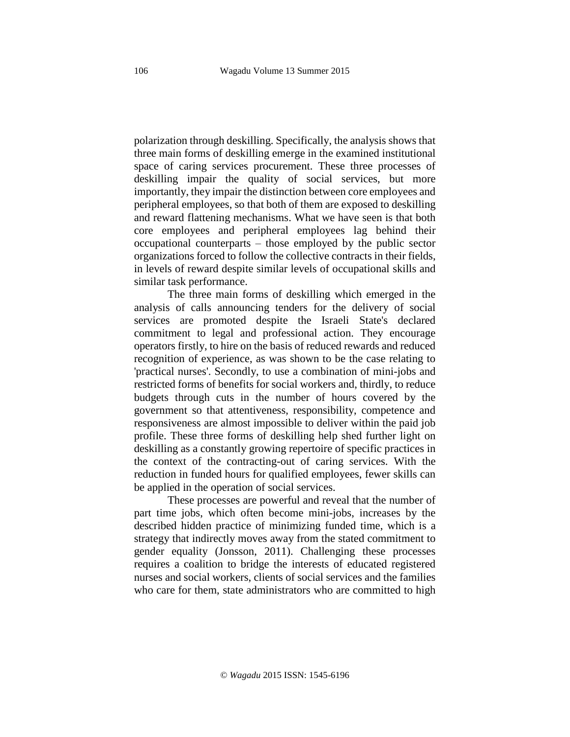polarization through deskilling. Specifically, the analysis shows that three main forms of deskilling emerge in the examined institutional space of caring services procurement. These three processes of deskilling impair the quality of social services, but more importantly, they impair the distinction between core employees and peripheral employees, so that both of them are exposed to deskilling and reward flattening mechanisms. What we have seen is that both core employees and peripheral employees lag behind their occupational counterparts – those employed by the public sector organizations forced to follow the collective contracts in their fields, in levels of reward despite similar levels of occupational skills and similar task performance.

The three main forms of deskilling which emerged in the analysis of calls announcing tenders for the delivery of social services are promoted despite the Israeli State's declared commitment to legal and professional action. They encourage operators firstly, to hire on the basis of reduced rewards and reduced recognition of experience, as was shown to be the case relating to 'practical nurses'. Secondly, to use a combination of mini-jobs and restricted forms of benefits for social workers and, thirdly, to reduce budgets through cuts in the number of hours covered by the government so that attentiveness, responsibility, competence and responsiveness are almost impossible to deliver within the paid job profile. These three forms of deskilling help shed further light on deskilling as a constantly growing repertoire of specific practices in the context of the contracting-out of caring services. With the reduction in funded hours for qualified employees, fewer skills can be applied in the operation of social services.

These processes are powerful and reveal that the number of part time jobs, which often become mini-jobs, increases by the described hidden practice of minimizing funded time, which is a strategy that indirectly moves away from the stated commitment to gender equality (Jonsson, 2011). Challenging these processes requires a coalition to bridge the interests of educated registered nurses and social workers, clients of social services and the families who care for them, state administrators who are committed to high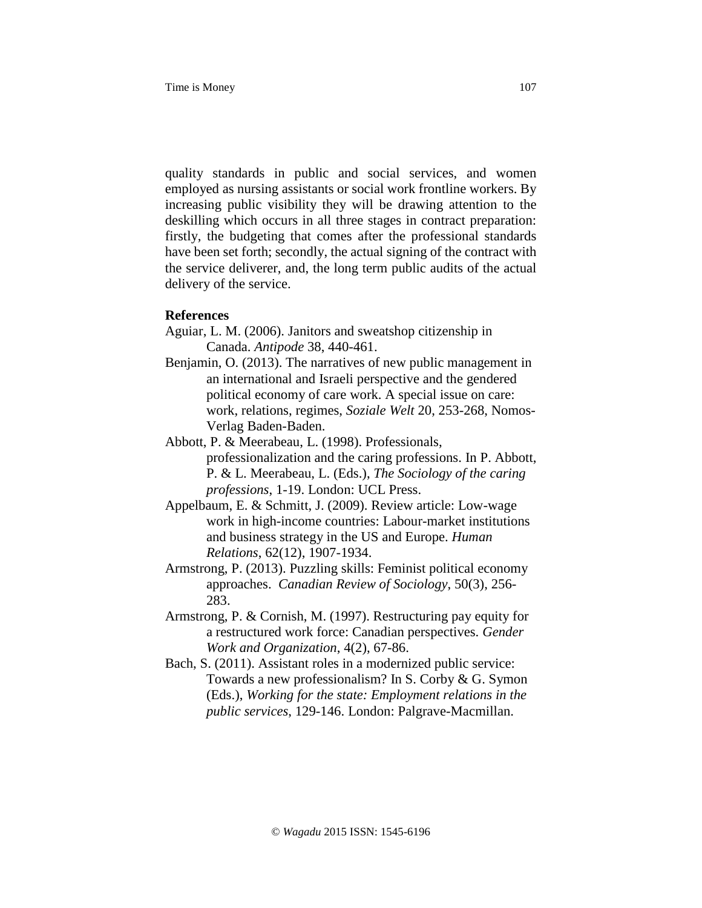quality standards in public and social services, and women employed as nursing assistants or social work frontline workers. By increasing public visibility they will be drawing attention to the deskilling which occurs in all three stages in contract preparation: firstly, the budgeting that comes after the professional standards have been set forth; secondly, the actual signing of the contract with the service deliverer, and, the long term public audits of the actual delivery of the service.

**References**

Aguiar, L. M. (2006). Janitors and sweatshop citizenship in Canada. *Antipode* 38, 440-461.

Benjamin, O. (2013). The narratives of new public management in an international and Israeli perspective and the gendered political economy of care work. A special issue on care: work, relations, regimes, *Soziale Welt* 20, 253-268, Nomos-Verlag Baden-Baden.

Abbott, P. & Meerabeau, L. (1998). Professionals, professionalization and the caring professions. In P. Abbott, P. & L. Meerabeau, L. (Eds.), *The Sociology of the caring professions*, 1-19. London: UCL Press.

Appelbaum, E. & Schmitt, J. (2009). Review article: Low-wage work in high-income countries: Labour-market institutions and business strategy in the US and Europe. *Human Relations*, 62(12), 1907-1934.

Armstrong, P. (2013). Puzzling skills: Feminist political economy approaches. *Canadian Review of Sociology*, 50(3), 256-283.

Armstrong, P. & Cornish, M. (1997). Restructuring pay equity for a restructured work force: Canadian perspectives. *Gender Work and Organization*, 4(2), 67-86.

Bach, S. (2011). Assistant roles in a modernized public service: Towards a new professionalism? In S. Corby & G. Symon (Eds.), *Working for the state: Employment relations in the public services*, 129-146. London: Palgrave-Macmillan.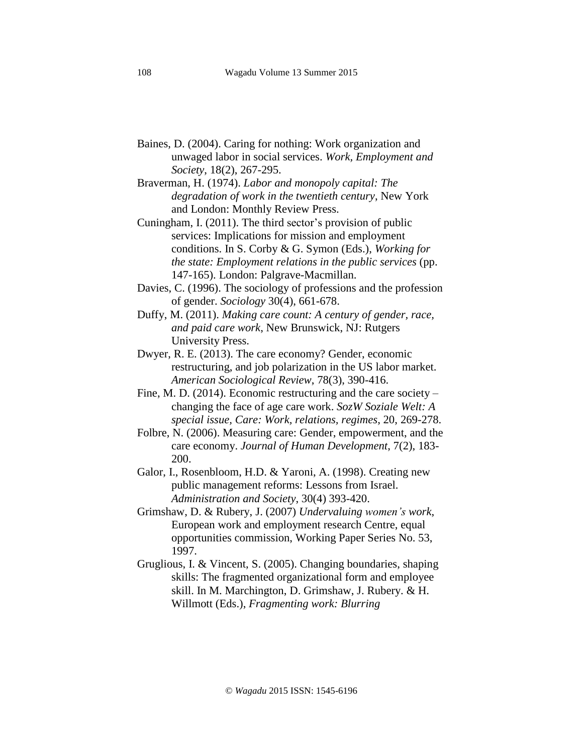Baines, D. (2004). Caring for nothing: Work organization and unwaged labor in social services. *Work, Employment and Society*, 18(2), 267-295.

Braverman, H. (1974). *Labor and monopoly capital: The degradation of work in the twentieth century*, New York and London: Monthly Review Press.

Cuningham, I. (2011). The third sector's provision of public services: Implications for mission and employment conditions. In S. Corby & G. Symon (Eds.), *Working for the state: Employment relations in the public services* (pp. 147-165). London: Palgrave-Macmillan.

Davies, C. (1996). The sociology of professions and the profession of gender. *Sociology* 30(4), 661-678.

Duffy, M. (2011). *Making care count: A century of gender, race, and paid care work*, New Brunswick, NJ: Rutgers University Press.

Dwyer, R. E. (2013). The care economy? Gender, economic restructuring, and job polarization in the US labor market. *American Sociological Review*, 78(3), 390-416.

Fine, M. D. (2014). Economic restructuring and the care society – changing the face of age care work. *SozW Soziale Welt: A special issue, Care: Work, relations, regimes*, 20, 269-278.

Folbre, N. (2006). Measuring care: Gender, empowerment, and the care economy. *Journal of Human Development*, 7(2), 183-200.

Galor, I., Rosenbloom, H.D. & Yaroni, A. (1998). Creating new public management reforms: Lessons from Israel. *Administration and Society*, 30(4) 393-420.

Grimshaw, D. & Rubery, J. (2007) *Undervaluing women's work*, European work and employment research Centre, equal opportunities commission, Working Paper Series No. 53, 1997.

Gruglious, I. & Vincent, S. (2005). Changing boundaries, shaping skills: The fragmented organizational form and employee skill. In M. Marchington, D. Grimshaw, J. Rubery. & H. Willmott (Eds.), *Fragmenting work: Blurring*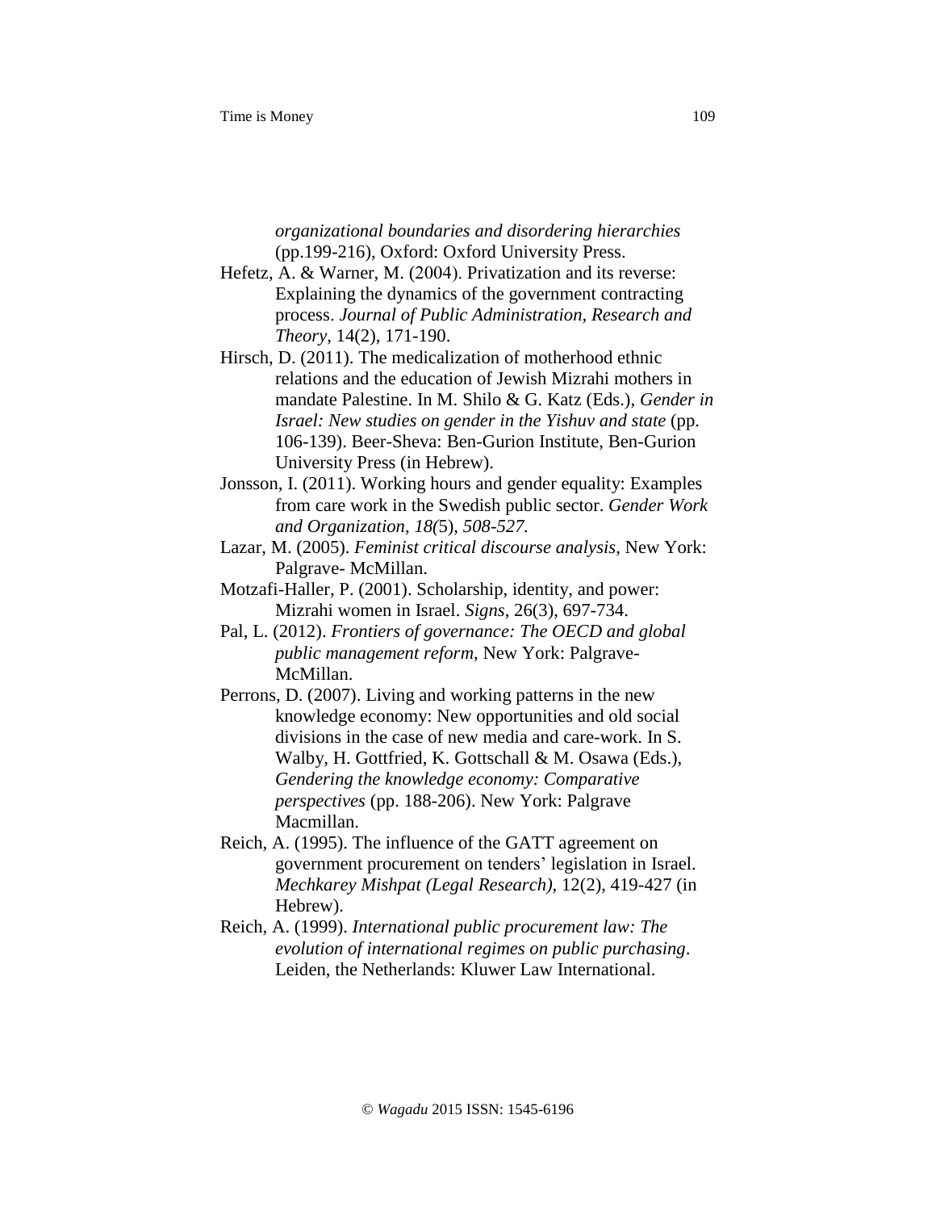*organizational boundaries and disordering hierarchies* (pp.199-216), Oxford: Oxford University Press.

Hefetz, A. & Warner, M. (2004). Privatization and its reverse: Explaining the dynamics of the government contracting process. *Journal of Public Administration, Research and Theory*, 14(2), 171-190.

Hirsch, D. (2011). The medicalization of motherhood ethnic relations and the education of Jewish Mizrahi mothers in mandate Palestine. In M. Shilo & G. Katz (Eds.), *Gender in Israel: New studies on gender in the Yishuv and state* (pp. 106-139). Beer-Sheva: Ben-Gurion Institute, Ben-Gurion University Press (in Hebrew).

Jonsson, I. (2011). Working hours and gender equality: Examples from care work in the Swedish public sector. *Gender Work and Organization, 18(*5)*, 508-527.*

Lazar, M. (2005). *Feminist critical discourse analysis*, New York: Palgrave- McMillan.

Motzafi-Haller, P. (2001). Scholarship, identity, and power: Mizrahi women in Israel. *Signs*, 26(3), 697-734.

Pal, L. (2012). *Frontiers of governance: The OECD and global public management reform*, New York: Palgrave-McMillan.

Perrons, D. (2007). Living and working patterns in the new knowledge economy: New opportunities and old social divisions in the case of new media and care-work. In S. Walby, H. Gottfried, K. Gottschall & M. Osawa (Eds.), *Gendering the knowledge economy: Comparative perspectives* (pp. 188-206). New York: Palgrave Macmillan.

Reich, A. (1995). The influence of the GATT agreement on government procurement on tenders' legislation in Israel. *Mechkarey Mishpat (Legal Research)*, 12(2), 419-427 (in Hebrew).

Reich, A. (1999). *International public procurement law: The evolution of international regimes on public purchasing*. Leiden, the Netherlands: Kluwer Law International.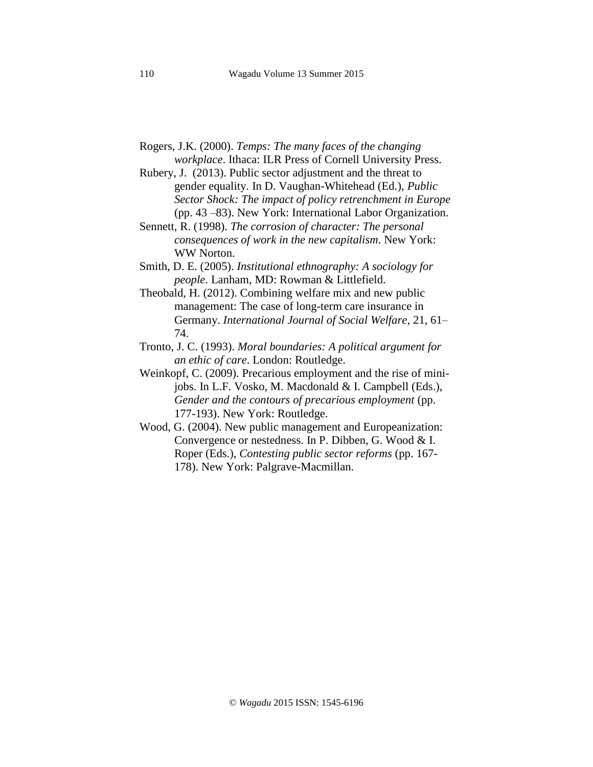Rogers, J.K. (2000). *Temps: The many faces of the changing workplace*. Ithaca: ILR Press of Cornell University Press.

Rubery, J. (2013). Public sector adjustment and the threat to gender equality. In D. Vaughan-Whitehead (Ed.), *Public Sector Shock: The impact of policy retrenchment in Europe* (pp. 43 –83). New York: International Labor Organization.

Sennett, R. (1998). *The corrosion of character: The personal consequences of work in the new capitalism*. New York: WW Norton.

Smith, D. E. (2005). *Institutional ethnography: A sociology for people*. Lanham, MD: Rowman & Littlefield.

Theobald, H. (2012). Combining welfare mix and new public management: The case of long-term care insurance in Germany. *International Journal of Social Welfare*, 21, 61–74.

Tronto, J. C. (1993). *Moral boundaries: A political argument for an ethic of care*. London: Routledge.

Weinkopf, C. (2009). Precarious employment and the rise of mini-jobs. In L.F. Vosko, M. Macdonald & I. Campbell (Eds.), *Gender and the contours of precarious employment* (pp. 177-193). New York: Routledge.

Wood, G. (2004). New public management and Europeanization: Convergence or nestedness. In P. Dibben, G. Wood & I. Roper (Eds.), *Contesting public sector reforms* (pp. 167-178). New York: Palgrave-Macmillan.